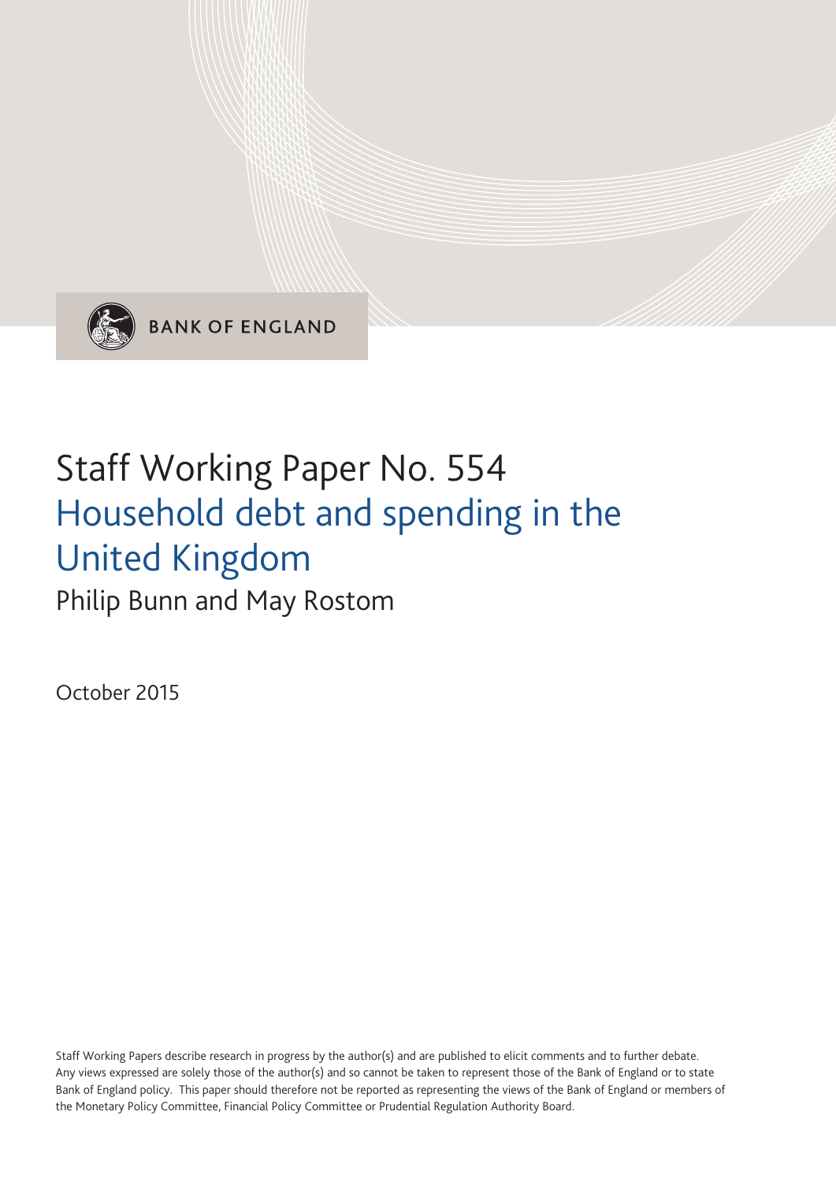BANK OF ENGLAND

# Staff Working Paper No. 554
## Household debt and spending in the United Kingdom

Philip Bunn and May Rostom

October 2015

Staff Working Papers describe research in progress by the author(s) and are published to elicit comments and to further debate. Any views expressed are solely those of the author(s) and so cannot be taken to represent those of the Bank of England or to state Bank of England policy. This paper should therefore not be reported as representing the views of the Bank of England or members of the Monetary Policy Committee, Financial Policy Committee or Prudential Regulation Authority Board.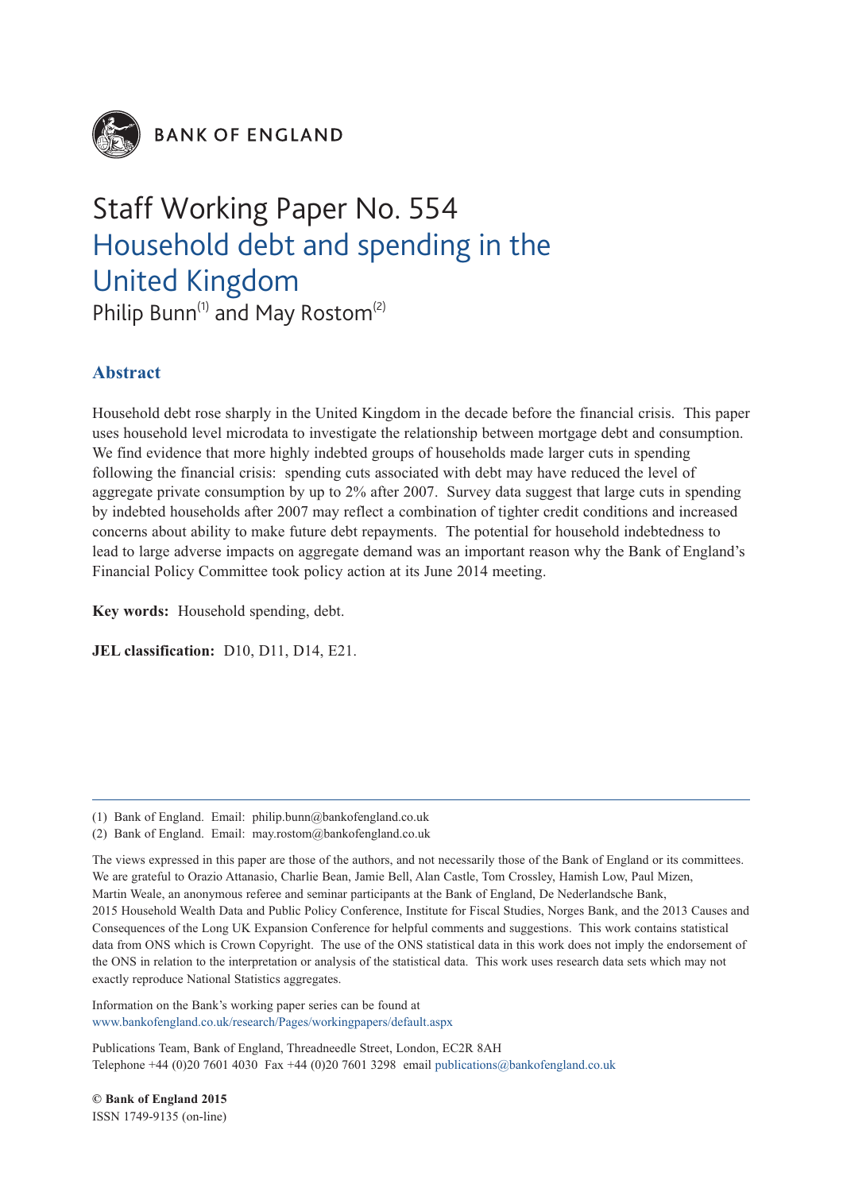BANK OF ENGLAND

# Staff Working Paper No. 554
# Household debt and spending in the United Kingdom

Philip Bunn[(1)] and May Rostom[(2)]

## Abstract

Household debt rose sharply in the United Kingdom in the decade before the financial crisis. This paper uses household level microdata to investigate the relationship between mortgage debt and consumption. We find evidence that more highly indebted groups of households made larger cuts in spending following the financial crisis: spending cuts associated with debt may have reduced the level of aggregate private consumption by up to 2% after 2007. Survey data suggest that large cuts in spending by indebted households after 2007 may reflect a combination of tighter credit conditions and increased concerns about ability to make future debt repayments. The potential for household indebtedness to lead to large adverse impacts on aggregate demand was an important reason why the Bank of England's Financial Policy Committee took policy action at its June 2014 meeting.

**Key words:** Household spending, debt.

**JEL classification:** D10, D11, D14, E21.

---

(1) Bank of England. Email: philip.bunn@bankofengland.co.uk

(2) Bank of England. Email: may.rostom@bankofengland.co.uk

The views expressed in this paper are those of the authors, and not necessarily those of the Bank of England or its committees. We are grateful to Orazio Attanasio, Charlie Bean, Jamie Bell, Alan Castle, Tom Crossley, Hamish Low, Paul Mizen, Martin Weale, an anonymous referee and seminar participants at the Bank of England, De Nederlandsche Bank, 2015 Household Wealth Data and Public Policy Conference, Institute for Fiscal Studies, Norges Bank, and the 2013 Causes and Consequences of the Long UK Expansion Conference for helpful comments and suggestions. This work contains statistical data from ONS which is Crown Copyright. The use of the ONS statistical data in this work does not imply the endorsement of the ONS in relation to the interpretation or analysis of the statistical data. This work uses research data sets which may not exactly reproduce National Statistics aggregates.

Information on the Bank's working paper series can be found at
www.bankofengland.co.uk/research/Pages/workingpapers/default.aspx

Publications Team, Bank of England, Threadneedle Street, London, EC2R 8AH
Telephone +44 (0)20 7601 4030 Fax +44 (0)20 7601 3298 email publications@bankofengland.co.uk

**© Bank of England 2015**
ISSN 1749-9135 (on-line)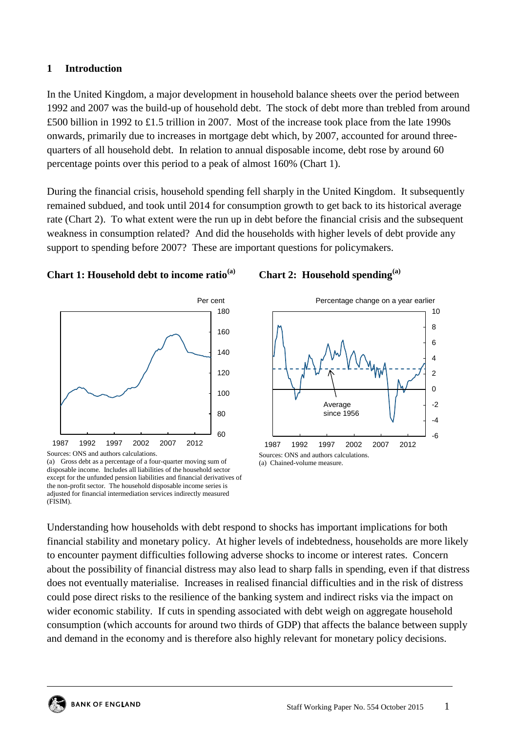## 1 Introduction

In the United Kingdom, a major development in household balance sheets over the period between 1992 and 2007 was the build-up of household debt. The stock of debt more than trebled from around £500 billion in 1992 to £1.5 trillion in 2007. Most of the increase took place from the late 1990s onwards, primarily due to increases in mortgage debt which, by 2007, accounted for around three-quarters of all household debt. In relation to annual disposable income, debt rose by around 60 percentage points over this period to a peak of almost 160% (Chart 1).

During the financial crisis, household spending fell sharply in the United Kingdom. It subsequently remained subdued, and took until 2014 for consumption growth to get back to its historical average rate (Chart 2). To what extent were the run up in debt before the financial crisis and the subsequent weakness in consumption related? And did the households with higher levels of debt provide any support to spending before 2007? These are important questions for policymakers.

**Chart 1: Household debt to income ratio[(a)]**

Sources: ONS and authors calculations.

(a) Gross debt as a percentage of a four-quarter moving sum of disposable income. Includes all liabilities of the household sector except for the unfunded pension liabilities and financial derivatives of the non-profit sector. The household disposable income series is adjusted for financial intermediation services indirectly measured (FISIM).

**Chart 2: Household spending[(a)]**

Sources: ONS and authors calculations.

(a) Chained-volume measure.

Understanding how households with debt respond to shocks has important implications for both financial stability and monetary policy. At higher levels of indebtedness, households are more likely to encounter payment difficulties following adverse shocks to income or interest rates. Concern about the possibility of financial distress may also lead to sharp falls in spending, even if that distress does not eventually materialise. Increases in realised financial difficulties and in the risk of distress could pose direct risks to the resilience of the banking system and indirect risks via the impact on wider economic stability. If cuts in spending associated with debt weigh on aggregate household consumption (which accounts for around two thirds of GDP) that affects the balance between supply and demand in the economy and is therefore also highly relevant for monetary policy decisions.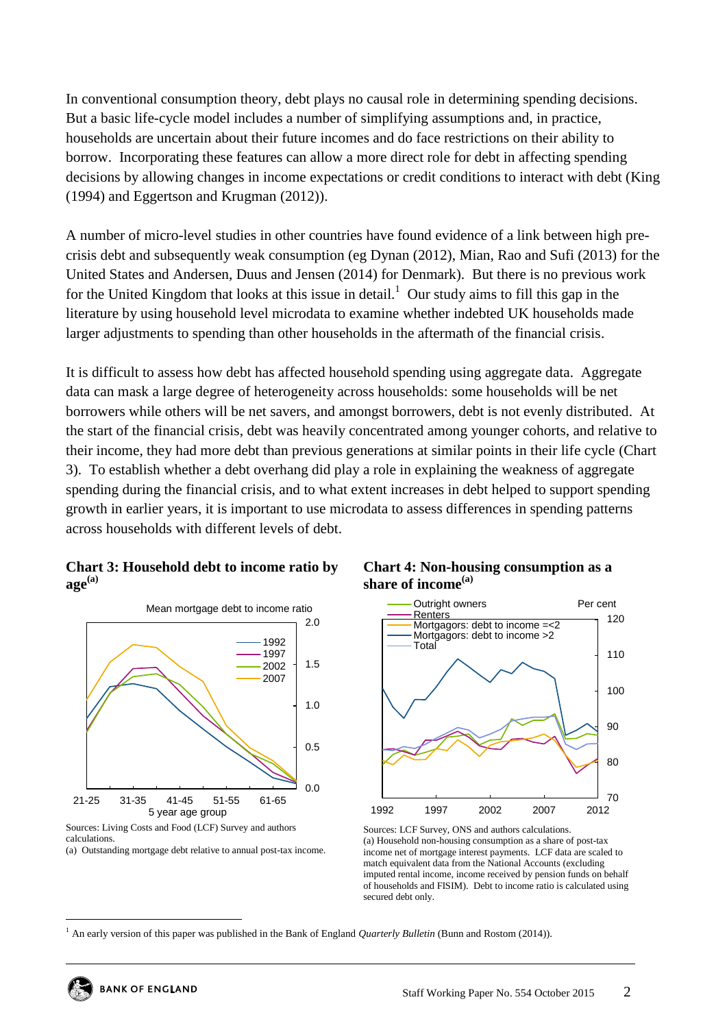In conventional consumption theory, debt plays no causal role in determining spending decisions. But a basic life-cycle model includes a number of simplifying assumptions and, in practice, households are uncertain about their future incomes and do face restrictions on their ability to borrow. Incorporating these features can allow a more direct role for debt in affecting spending decisions by allowing changes in income expectations or credit conditions to interact with debt (King (1994) and Eggertson and Krugman (2012)).

A number of micro-level studies in other countries have found evidence of a link between high pre-crisis debt and subsequently weak consumption (eg Dynan (2012), Mian, Rao and Sufi (2013) for the United States and Andersen, Duus and Jensen (2014) for Denmark). But there is no previous work for the United Kingdom that looks at this issue in detail.[1] Our study aims to fill this gap in the literature by using household level microdata to examine whether indebted UK households made larger adjustments to spending than other households in the aftermath of the financial crisis.

It is difficult to assess how debt has affected household spending using aggregate data. Aggregate data can mask a large degree of heterogeneity across households: some households will be net borrowers while others will be net savers, and amongst borrowers, debt is not evenly distributed. At the start of the financial crisis, debt was heavily concentrated among younger cohorts, and relative to their income, they had more debt than previous generations at similar points in their life cycle (Chart 3). To establish whether a debt overhang did play a role in explaining the weakness of aggregate spending during the financial crisis, and to what extent increases in debt helped to support spending growth in earlier years, it is important to use microdata to assess differences in spending patterns across households with different levels of debt.

**Chart 3: Household debt to income ratio by age[(a)]**

Sources: Living Costs and Food (LCF) Survey and authors calculations.
(a) Outstanding mortgage debt relative to annual post-tax income.

**Chart 4: Non-housing consumption as a share of income[(a)]**

Sources: LCF Survey, ONS and authors calculations.
(a) Household non-housing consumption as a share of post-tax income net of mortgage interest payments. LCF data are scaled to match equivalent data from the National Accounts (excluding imputed rental income, income received by pension funds on behalf of households and FISIM). Debt to income ratio is calculated using secured debt only.

[1] An early version of this paper was published in the Bank of England *Quarterly Bulletin* (Bunn and Rostom (2014)).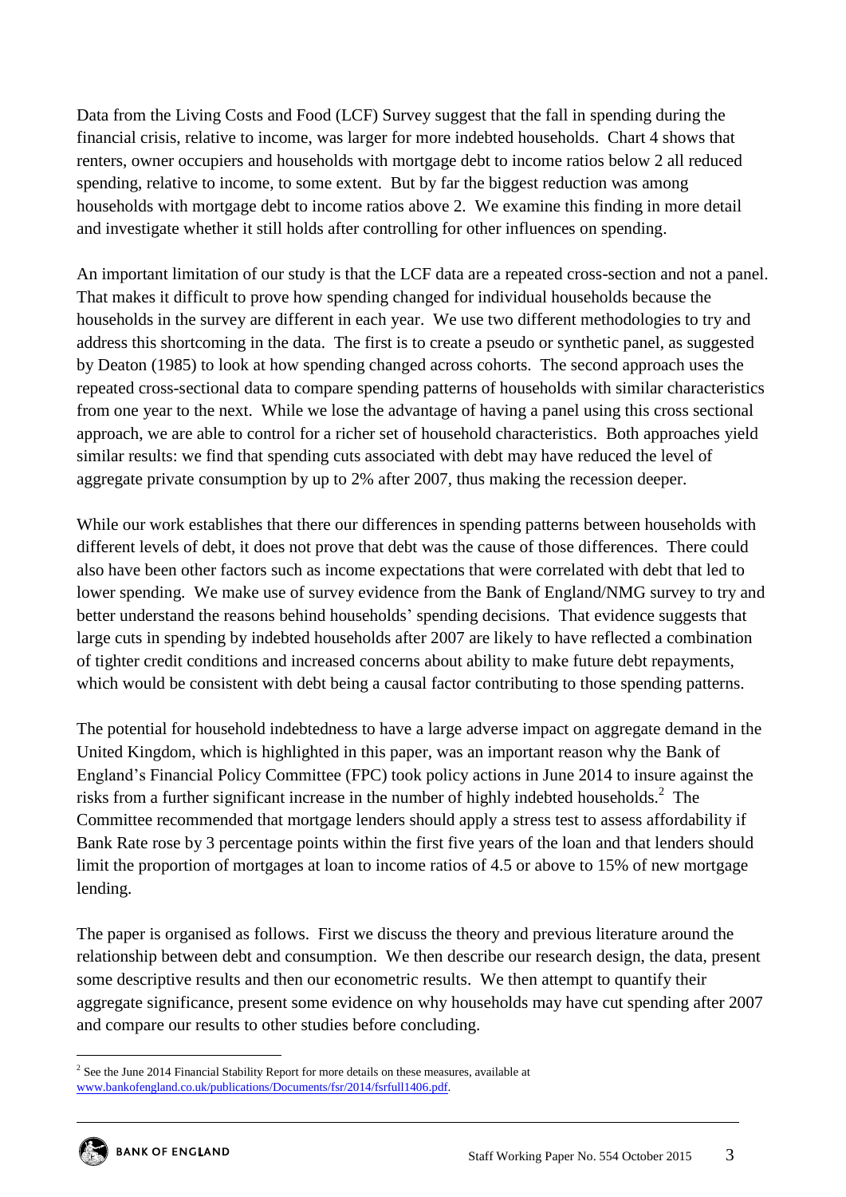Data from the Living Costs and Food (LCF) Survey suggest that the fall in spending during the financial crisis, relative to income, was larger for more indebted households. Chart 4 shows that renters, owner occupiers and households with mortgage debt to income ratios below 2 all reduced spending, relative to income, to some extent. But by far the biggest reduction was among households with mortgage debt to income ratios above 2. We examine this finding in more detail and investigate whether it still holds after controlling for other influences on spending.

An important limitation of our study is that the LCF data are a repeated cross-section and not a panel. That makes it difficult to prove how spending changed for individual households because the households in the survey are different in each year. We use two different methodologies to try and address this shortcoming in the data. The first is to create a pseudo or synthetic panel, as suggested by Deaton (1985) to look at how spending changed across cohorts. The second approach uses the repeated cross-sectional data to compare spending patterns of households with similar characteristics from one year to the next. While we lose the advantage of having a panel using this cross sectional approach, we are able to control for a richer set of household characteristics. Both approaches yield similar results: we find that spending cuts associated with debt may have reduced the level of aggregate private consumption by up to 2% after 2007, thus making the recession deeper.

While our work establishes that there our differences in spending patterns between households with different levels of debt, it does not prove that debt was the cause of those differences. There could also have been other factors such as income expectations that were correlated with debt that led to lower spending. We make use of survey evidence from the Bank of England/NMG survey to try and better understand the reasons behind households' spending decisions. That evidence suggests that large cuts in spending by indebted households after 2007 are likely to have reflected a combination of tighter credit conditions and increased concerns about ability to make future debt repayments, which would be consistent with debt being a causal factor contributing to those spending patterns.

The potential for household indebtedness to have a large adverse impact on aggregate demand in the United Kingdom, which is highlighted in this paper, was an important reason why the Bank of England's Financial Policy Committee (FPC) took policy actions in June 2014 to insure against the risks from a further significant increase in the number of highly indebted households.[2] The Committee recommended that mortgage lenders should apply a stress test to assess affordability if Bank Rate rose by 3 percentage points within the first five years of the loan and that lenders should limit the proportion of mortgages at loan to income ratios of 4.5 or above to 15% of new mortgage lending.

The paper is organised as follows. First we discuss the theory and previous literature around the relationship between debt and consumption. We then describe our research design, the data, present some descriptive results and then our econometric results. We then attempt to quantify their aggregate significance, present some evidence on why households may have cut spending after 2007 and compare our results to other studies before concluding.

[2] See the June 2014 Financial Stability Report for more details on these measures, available at www.bankofengland.co.uk/publications/Documents/fsr/2014/fsrfull1406.pdf.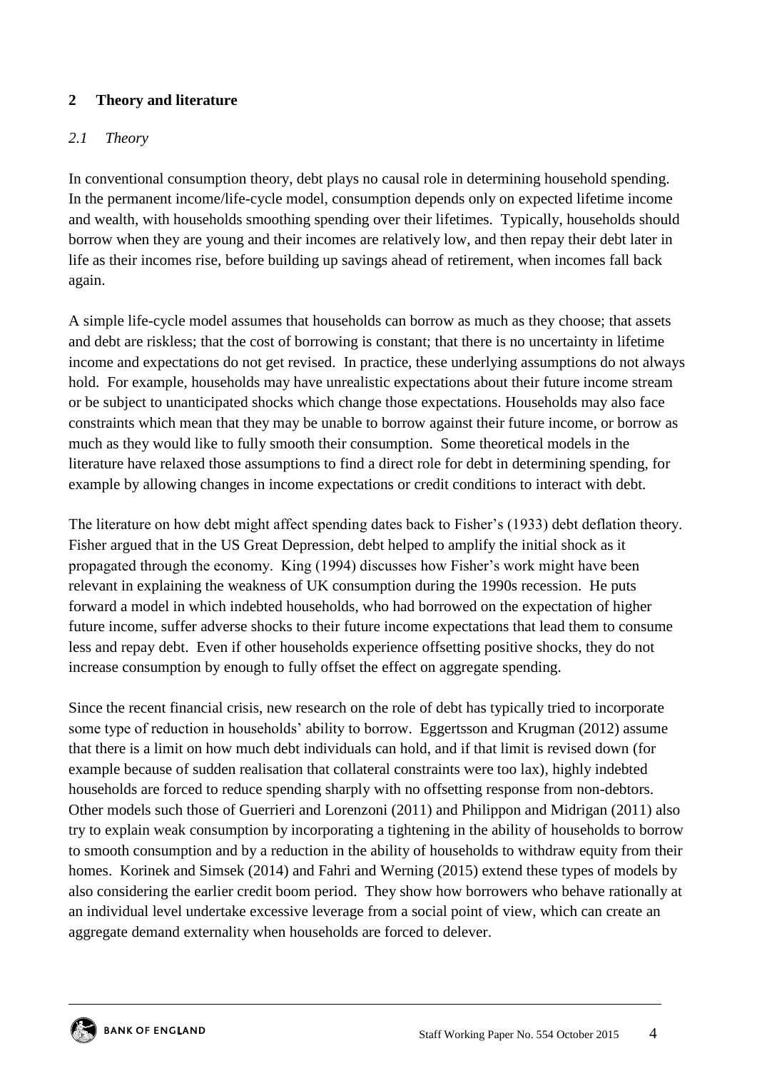## 2 Theory and literature

### *2.1 Theory*

In conventional consumption theory, debt plays no causal role in determining household spending. In the permanent income/life-cycle model, consumption depends only on expected lifetime income and wealth, with households smoothing spending over their lifetimes. Typically, households should borrow when they are young and their incomes are relatively low, and then repay their debt later in life as their incomes rise, before building up savings ahead of retirement, when incomes fall back again.

A simple life-cycle model assumes that households can borrow as much as they choose; that assets and debt are riskless; that the cost of borrowing is constant; that there is no uncertainty in lifetime income and expectations do not get revised. In practice, these underlying assumptions do not always hold. For example, households may have unrealistic expectations about their future income stream or be subject to unanticipated shocks which change those expectations. Households may also face constraints which mean that they may be unable to borrow against their future income, or borrow as much as they would like to fully smooth their consumption. Some theoretical models in the literature have relaxed those assumptions to find a direct role for debt in determining spending, for example by allowing changes in income expectations or credit conditions to interact with debt.

The literature on how debt might affect spending dates back to Fisher's (1933) debt deflation theory. Fisher argued that in the US Great Depression, debt helped to amplify the initial shock as it propagated through the economy. King (1994) discusses how Fisher's work might have been relevant in explaining the weakness of UK consumption during the 1990s recession. He puts forward a model in which indebted households, who had borrowed on the expectation of higher future income, suffer adverse shocks to their future income expectations that lead them to consume less and repay debt. Even if other households experience offsetting positive shocks, they do not increase consumption by enough to fully offset the effect on aggregate spending.

Since the recent financial crisis, new research on the role of debt has typically tried to incorporate some type of reduction in households' ability to borrow. Eggertsson and Krugman (2012) assume that there is a limit on how much debt individuals can hold, and if that limit is revised down (for example because of sudden realisation that collateral constraints were too lax), highly indebted households are forced to reduce spending sharply with no offsetting response from non-debtors. Other models such those of Guerrieri and Lorenzoni (2011) and Philippon and Midrigan (2011) also try to explain weak consumption by incorporating a tightening in the ability of households to borrow to smooth consumption and by a reduction in the ability of households to withdraw equity from their homes. Korinek and Simsek (2014) and Fahri and Werning (2015) extend these types of models by also considering the earlier credit boom period. They show how borrowers who behave rationally at an individual level undertake excessive leverage from a social point of view, which can create an aggregate demand externality when households are forced to delever.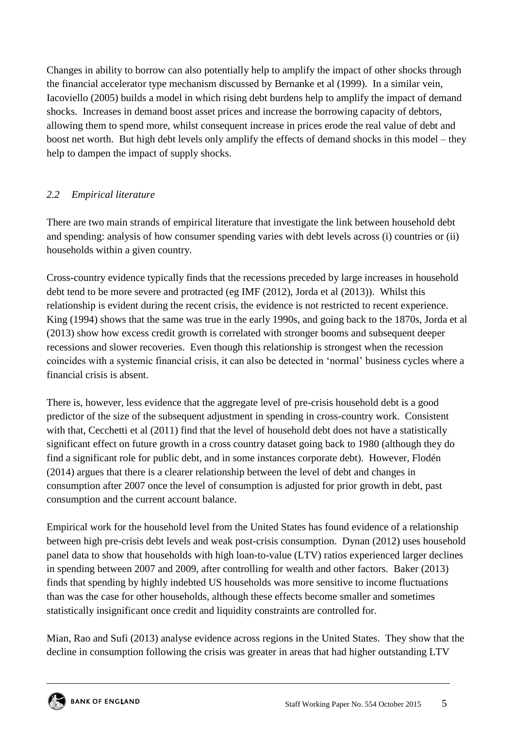Changes in ability to borrow can also potentially help to amplify the impact of other shocks through the financial accelerator type mechanism discussed by Bernanke et al (1999). In a similar vein, Iacoviello (2005) builds a model in which rising debt burdens help to amplify the impact of demand shocks. Increases in demand boost asset prices and increase the borrowing capacity of debtors, allowing them to spend more, whilst consequent increase in prices erode the real value of debt and boost net worth. But high debt levels only amplify the effects of demand shocks in this model – they help to dampen the impact of supply shocks.

### *2.2 Empirical literature*

There are two main strands of empirical literature that investigate the link between household debt and spending: analysis of how consumer spending varies with debt levels across (i) countries or (ii) households within a given country.

Cross-country evidence typically finds that the recessions preceded by large increases in household debt tend to be more severe and protracted (eg IMF (2012), Jorda et al (2013)). Whilst this relationship is evident during the recent crisis, the evidence is not restricted to recent experience. King (1994) shows that the same was true in the early 1990s, and going back to the 1870s, Jorda et al (2013) show how excess credit growth is correlated with stronger booms and subsequent deeper recessions and slower recoveries. Even though this relationship is strongest when the recession coincides with a systemic financial crisis, it can also be detected in 'normal' business cycles where a financial crisis is absent.

There is, however, less evidence that the aggregate level of pre-crisis household debt is a good predictor of the size of the subsequent adjustment in spending in cross-country work. Consistent with that, Cecchetti et al (2011) find that the level of household debt does not have a statistically significant effect on future growth in a cross country dataset going back to 1980 (although they do find a significant role for public debt, and in some instances corporate debt). However, Flodén (2014) argues that there is a clearer relationship between the level of debt and changes in consumption after 2007 once the level of consumption is adjusted for prior growth in debt, past consumption and the current account balance.

Empirical work for the household level from the United States has found evidence of a relationship between high pre-crisis debt levels and weak post-crisis consumption. Dynan (2012) uses household panel data to show that households with high loan-to-value (LTV) ratios experienced larger declines in spending between 2007 and 2009, after controlling for wealth and other factors. Baker (2013) finds that spending by highly indebted US households was more sensitive to income fluctuations than was the case for other households, although these effects become smaller and sometimes statistically insignificant once credit and liquidity constraints are controlled for.

Mian, Rao and Sufi (2013) analyse evidence across regions in the United States. They show that the decline in consumption following the crisis was greater in areas that had higher outstanding LTV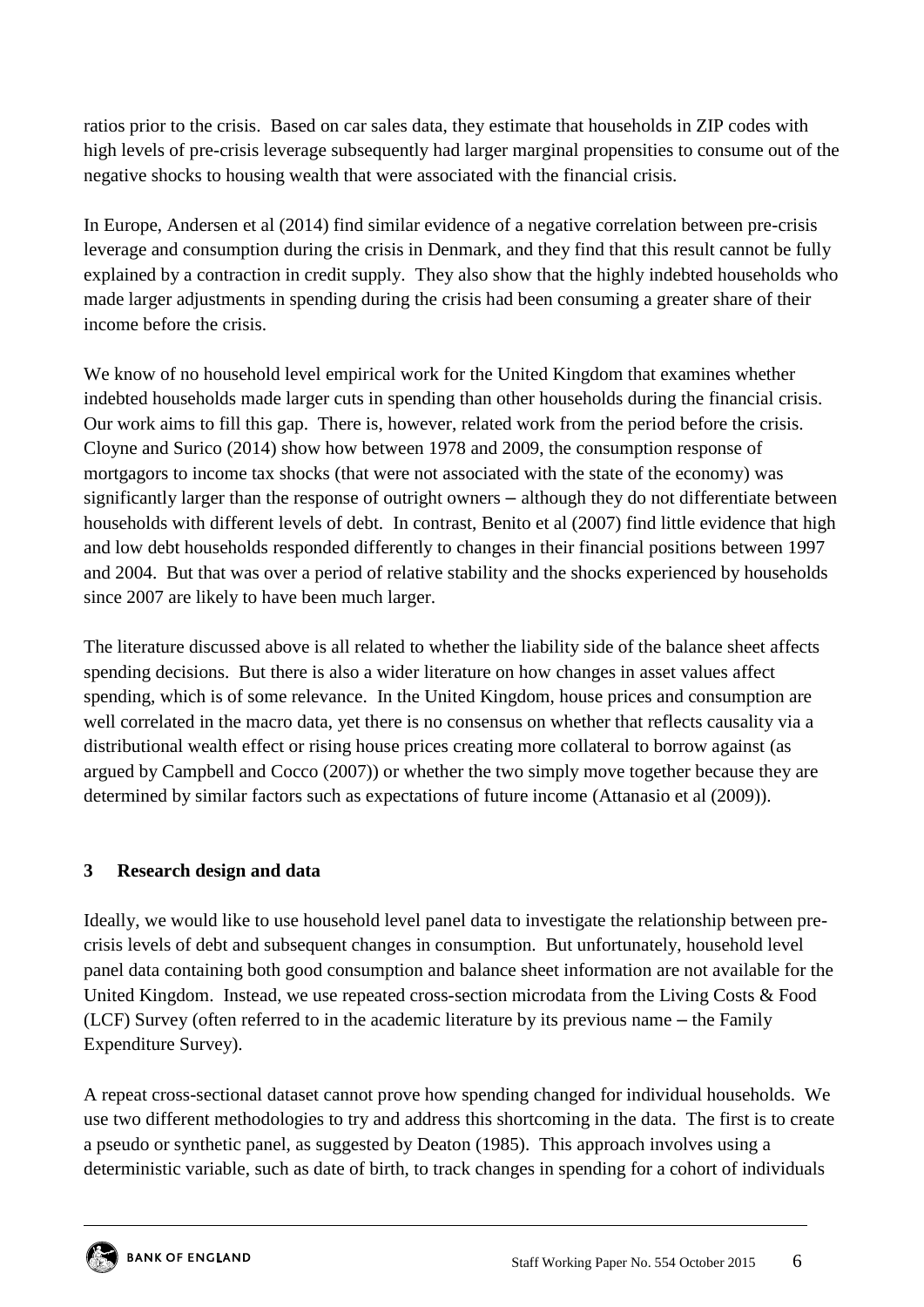ratios prior to the crisis. Based on car sales data, they estimate that households in ZIP codes with high levels of pre-crisis leverage subsequently had larger marginal propensities to consume out of the negative shocks to housing wealth that were associated with the financial crisis.

In Europe, Andersen et al (2014) find similar evidence of a negative correlation between pre-crisis leverage and consumption during the crisis in Denmark, and they find that this result cannot be fully explained by a contraction in credit supply. They also show that the highly indebted households who made larger adjustments in spending during the crisis had been consuming a greater share of their income before the crisis.

We know of no household level empirical work for the United Kingdom that examines whether indebted households made larger cuts in spending than other households during the financial crisis. Our work aims to fill this gap. There is, however, related work from the period before the crisis. Cloyne and Surico (2014) show how between 1978 and 2009, the consumption response of mortgagors to income tax shocks (that were not associated with the state of the economy) was significantly larger than the response of outright owners – although they do not differentiate between households with different levels of debt. In contrast, Benito et al (2007) find little evidence that high and low debt households responded differently to changes in their financial positions between 1997 and 2004. But that was over a period of relative stability and the shocks experienced by households since 2007 are likely to have been much larger.

The literature discussed above is all related to whether the liability side of the balance sheet affects spending decisions. But there is also a wider literature on how changes in asset values affect spending, which is of some relevance. In the United Kingdom, house prices and consumption are well correlated in the macro data, yet there is no consensus on whether that reflects causality via a distributional wealth effect or rising house prices creating more collateral to borrow against (as argued by Campbell and Cocco (2007)) or whether the two simply move together because they are determined by similar factors such as expectations of future income (Attanasio et al (2009)).

## 3 Research design and data

Ideally, we would like to use household level panel data to investigate the relationship between pre-crisis levels of debt and subsequent changes in consumption. But unfortunately, household level panel data containing both good consumption and balance sheet information are not available for the United Kingdom. Instead, we use repeated cross-section microdata from the Living Costs & Food (LCF) Survey (often referred to in the academic literature by its previous name – the Family Expenditure Survey).

A repeat cross-sectional dataset cannot prove how spending changed for individual households. We use two different methodologies to try and address this shortcoming in the data. The first is to create a pseudo or synthetic panel, as suggested by Deaton (1985). This approach involves using a deterministic variable, such as date of birth, to track changes in spending for a cohort of individuals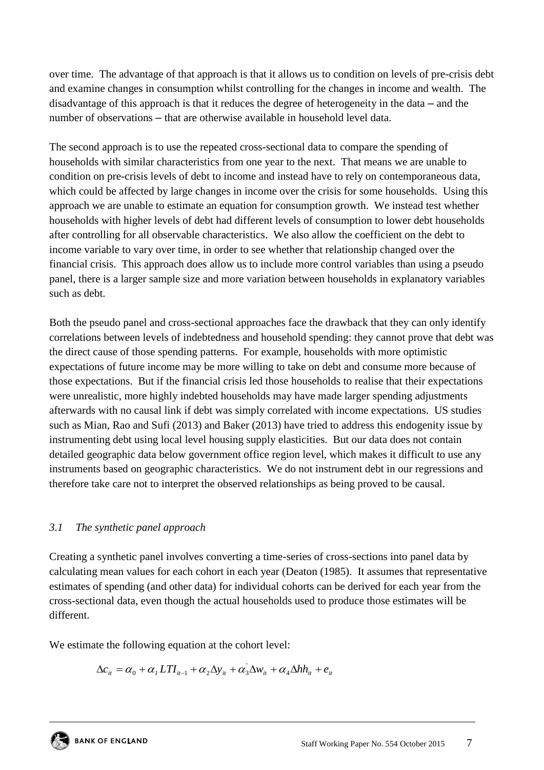over time. The advantage of that approach is that it allows us to condition on levels of pre-crisis debt and examine changes in consumption whilst controlling for the changes in income and wealth. The disadvantage of this approach is that it reduces the degree of heterogeneity in the data – and the number of observations – that are otherwise available in household level data.

The second approach is to use the repeated cross-sectional data to compare the spending of households with similar characteristics from one year to the next. That means we are unable to condition on pre-crisis levels of debt to income and instead have to rely on contemporaneous data, which could be affected by large changes in income over the crisis for some households. Using this approach we are unable to estimate an equation for consumption growth. We instead test whether households with higher levels of debt had different levels of consumption to lower debt households after controlling for all observable characteristics. We also allow the coefficient on the debt to income variable to vary over time, in order to see whether that relationship changed over the financial crisis. This approach does allow us to include more control variables than using a pseudo panel, there is a larger sample size and more variation between households in explanatory variables such as debt.

Both the pseudo panel and cross-sectional approaches face the drawback that they can only identify correlations between levels of indebtedness and household spending: they cannot prove that debt was the direct cause of those spending patterns. For example, households with more optimistic expectations of future income may be more willing to take on debt and consume more because of those expectations. But if the financial crisis led those households to realise that their expectations were unrealistic, more highly indebted households may have made larger spending adjustments afterwards with no causal link if debt was simply correlated with income expectations. US studies such as Mian, Rao and Sufi (2013) and Baker (2013) have tried to address this endogenity issue by instrumenting debt using local level housing supply elasticities. But our data does not contain detailed geographic data below government office region level, which makes it difficult to use any instruments based on geographic characteristics. We do not instrument debt in our regressions and therefore take care not to interpret the observed relationships as being proved to be causal.

### *3.1 The synthetic panel approach*

Creating a synthetic panel involves converting a time-series of cross-sections into panel data by calculating mean values for each cohort in each year (Deaton (1985). It assumes that representative estimates of spending (and other data) for individual cohorts can be derived for each year from the cross-sectional data, even though the actual households used to produce those estimates will be different.

We estimate the following equation at the cohort level:

$$\Delta c_{it} = \alpha_0 + \alpha_1 LTI_{it-1} + \alpha_2 \Delta y_{it} + \alpha_3^{'} \Delta w_{it} + \alpha_4 \Delta hh_{it} + e_{it}$$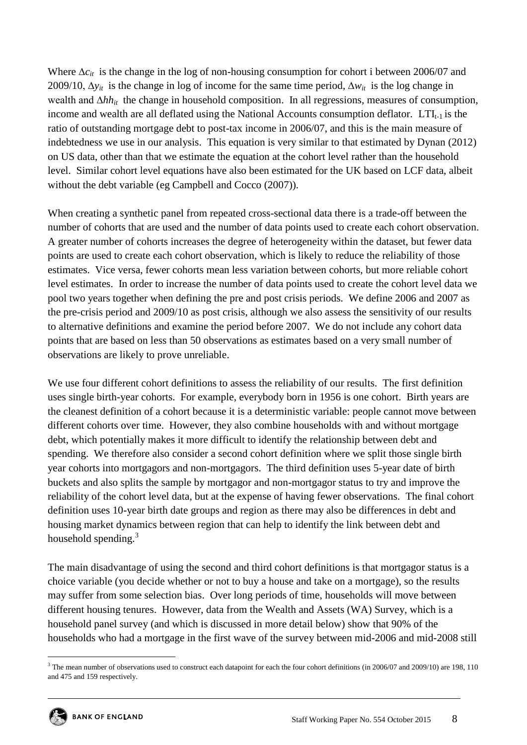Where $\Delta c_{it}$ is the change in the log of non-housing consumption for cohort i between 2006/07 and 2009/10, $\Delta y_{it}$ is the change in log of income for the same time period, $\Delta w_{it}$ is the log change in wealth and $\Delta hh_{it}$ the change in household composition. In all regressions, measures of consumption, income and wealth are all deflated using the National Accounts consumption deflator. $LTI_{t-1}$ is the ratio of outstanding mortgage debt to post-tax income in 2006/07, and this is the main measure of indebtedness we use in our analysis. This equation is very similar to that estimated by Dynan (2012) on US data, other than that we estimate the equation at the cohort level rather than the household level. Similar cohort level equations have also been estimated for the UK based on LCF data, albeit without the debt variable (eg Campbell and Cocco (2007)).

When creating a synthetic panel from repeated cross-sectional data there is a trade-off between the number of cohorts that are used and the number of data points used to create each cohort observation. A greater number of cohorts increases the degree of heterogeneity within the dataset, but fewer data points are used to create each cohort observation, which is likely to reduce the reliability of those estimates. Vice versa, fewer cohorts mean less variation between cohorts, but more reliable cohort level estimates. In order to increase the number of data points used to create the cohort level data we pool two years together when defining the pre and post crisis periods. We define 2006 and 2007 as the pre-crisis period and 2009/10 as post crisis, although we also assess the sensitivity of our results to alternative definitions and examine the period before 2007. We do not include any cohort data points that are based on less than 50 observations as estimates based on a very small number of observations are likely to prove unreliable.

We use four different cohort definitions to assess the reliability of our results. The first definition uses single birth-year cohorts. For example, everybody born in 1956 is one cohort. Birth years are the cleanest definition of a cohort because it is a deterministic variable: people cannot move between different cohorts over time. However, they also combine households with and without mortgage debt, which potentially makes it more difficult to identify the relationship between debt and spending. We therefore also consider a second cohort definition where we split those single birth year cohorts into mortgagors and non-mortgagors. The third definition uses 5-year date of birth buckets and also splits the sample by mortgagor and non-mortgagor status to try and improve the reliability of the cohort level data, but at the expense of having fewer observations. The final cohort definition uses 10-year birth date groups and region as there may also be differences in debt and housing market dynamics between region that can help to identify the link between debt and household spending.[3]

The main disadvantage of using the second and third cohort definitions is that mortgagor status is a choice variable (you decide whether or not to buy a house and take on a mortgage), so the results may suffer from some selection bias. Over long periods of time, households will move between different housing tenures. However, data from the Wealth and Assets (WA) Survey, which is a household panel survey (and which is discussed in more detail below) show that 90% of the households who had a mortgage in the first wave of the survey between mid-2006 and mid-2008 still

[3] The mean number of observations used to construct each datapoint for each the four cohort definitions (in 2006/07 and 2009/10) are 198, 110 and 475 and 159 respectively.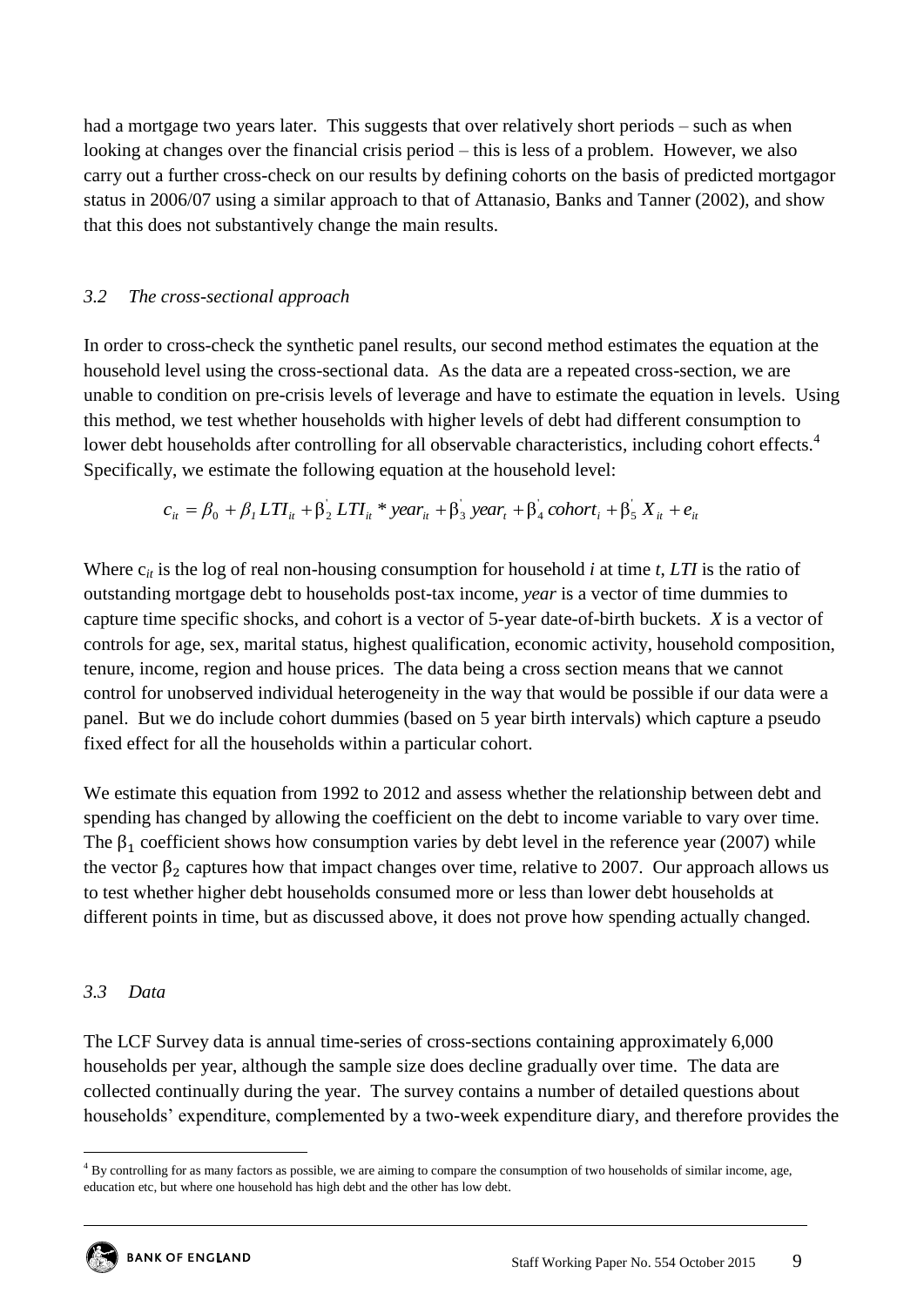had a mortgage two years later. This suggests that over relatively short periods – such as when looking at changes over the financial crisis period – this is less of a problem. However, we also carry out a further cross-check on our results by defining cohorts on the basis of predicted mortgagor status in 2006/07 using a similar approach to that of Attanasio, Banks and Tanner (2002), and show that this does not substantively change the main results.

### *3.2 The cross-sectional approach*

In order to cross-check the synthetic panel results, our second method estimates the equation at the household level using the cross-sectional data. As the data are a repeated cross-section, we are unable to condition on pre-crisis levels of leverage and have to estimate the equation in levels. Using this method, we test whether households with higher levels of debt had different consumption to lower debt households after controlling for all observable characteristics, including cohort effects.[4] Specifically, we estimate the following equation at the household level:

$$c_{it} = \beta_0 + \beta_1 LTI_{it} + \beta_2^{'} LTI_{it} * year_{it} + \beta_3^{'} year_t + \beta_4^{'} cohort_i + \beta_5^{'} X_{it} + e_{it}$$

Where $c_{it}$ is the log of real non-housing consumption for household *i* at time *t*, *LTI* is the ratio of outstanding mortgage debt to households post-tax income, *year* is a vector of time dummies to capture time specific shocks, and cohort is a vector of 5-year date-of-birth buckets. *X* is a vector of controls for age, sex, marital status, highest qualification, economic activity, household composition, tenure, income, region and house prices. The data being a cross section means that we cannot control for unobserved individual heterogeneity in the way that would be possible if our data were a panel. But we do include cohort dummies (based on 5 year birth intervals) which capture a pseudo fixed effect for all the households within a particular cohort.

We estimate this equation from 1992 to 2012 and assess whether the relationship between debt and spending has changed by allowing the coefficient on the debt to income variable to vary over time. The $\beta_1$ coefficient shows how consumption varies by debt level in the reference year (2007) while the vector $\beta_2$ captures how that impact changes over time, relative to 2007. Our approach allows us to test whether higher debt households consumed more or less than lower debt households at different points in time, but as discussed above, it does not prove how spending actually changed.

### *3.3 Data*

The LCF Survey data is annual time-series of cross-sections containing approximately 6,000 households per year, although the sample size does decline gradually over time. The data are collected continually during the year. The survey contains a number of detailed questions about households' expenditure, complemented by a two-week expenditure diary, and therefore provides the

[4] By controlling for as many factors as possible, we are aiming to compare the consumption of two households of similar income, age, education etc, but where one household has high debt and the other has low debt.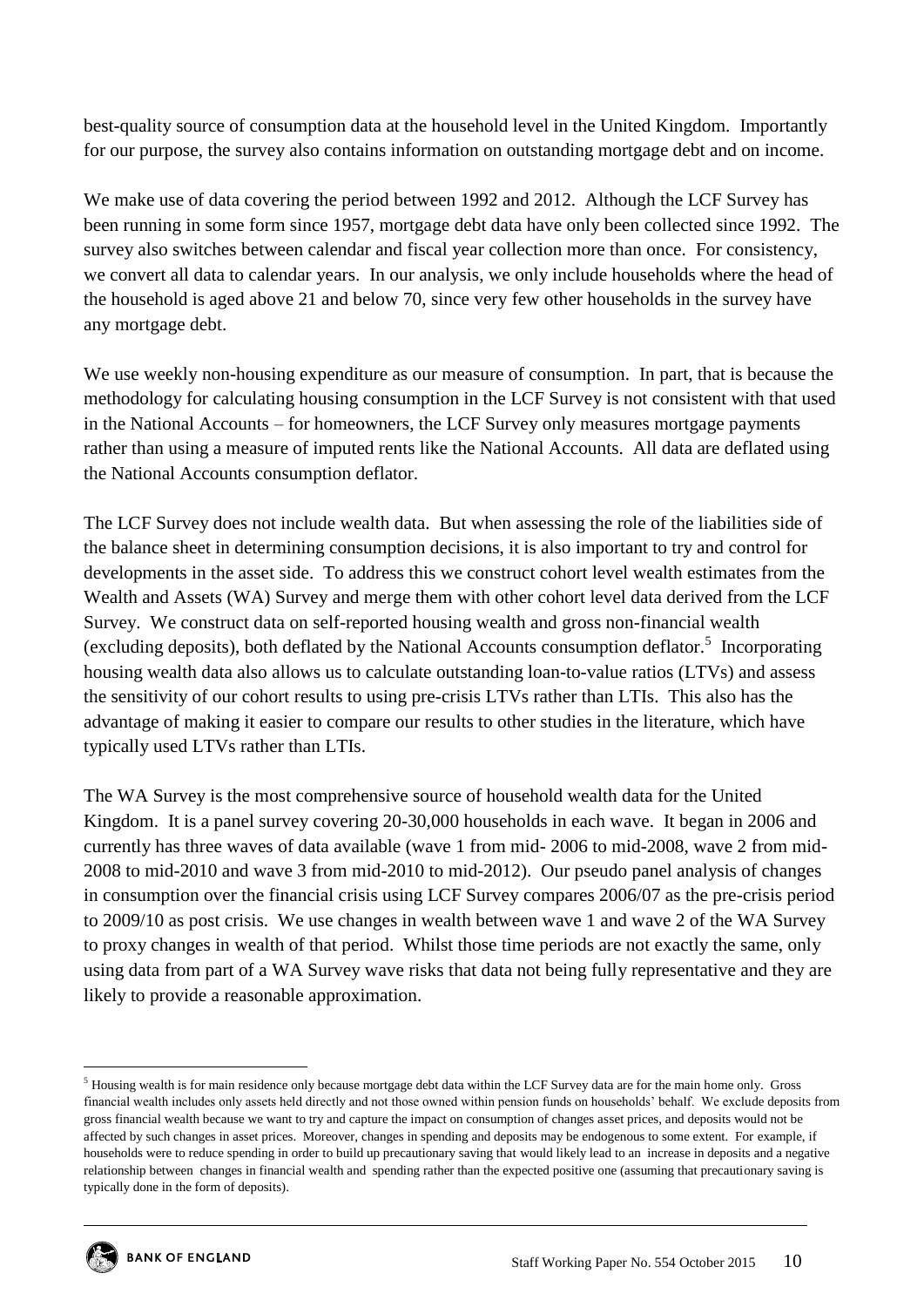best-quality source of consumption data at the household level in the United Kingdom. Importantly for our purpose, the survey also contains information on outstanding mortgage debt and on income.

We make use of data covering the period between 1992 and 2012. Although the LCF Survey has been running in some form since 1957, mortgage debt data have only been collected since 1992. The survey also switches between calendar and fiscal year collection more than once. For consistency, we convert all data to calendar years. In our analysis, we only include households where the head of the household is aged above 21 and below 70, since very few other households in the survey have any mortgage debt.

We use weekly non-housing expenditure as our measure of consumption. In part, that is because the methodology for calculating housing consumption in the LCF Survey is not consistent with that used in the National Accounts – for homeowners, the LCF Survey only measures mortgage payments rather than using a measure of imputed rents like the National Accounts. All data are deflated using the National Accounts consumption deflator.

The LCF Survey does not include wealth data. But when assessing the role of the liabilities side of the balance sheet in determining consumption decisions, it is also important to try and control for developments in the asset side. To address this we construct cohort level wealth estimates from the Wealth and Assets (WA) Survey and merge them with other cohort level data derived from the LCF Survey. We construct data on self-reported housing wealth and gross non-financial wealth (excluding deposits), both deflated by the National Accounts consumption deflator.[5] Incorporating housing wealth data also allows us to calculate outstanding loan-to-value ratios (LTVs) and assess the sensitivity of our cohort results to using pre-crisis LTVs rather than LTIs. This also has the advantage of making it easier to compare our results to other studies in the literature, which have typically used LTVs rather than LTIs.

The WA Survey is the most comprehensive source of household wealth data for the United Kingdom. It is a panel survey covering 20-30,000 households in each wave. It began in 2006 and currently has three waves of data available (wave 1 from mid- 2006 to mid-2008, wave 2 from mid-2008 to mid-2010 and wave 3 from mid-2010 to mid-2012). Our pseudo panel analysis of changes in consumption over the financial crisis using LCF Survey compares 2006/07 as the pre-crisis period to 2009/10 as post crisis. We use changes in wealth between wave 1 and wave 2 of the WA Survey to proxy changes in wealth of that period. Whilst those time periods are not exactly the same, only using data from part of a WA Survey wave risks that data not being fully representative and they are likely to provide a reasonable approximation.

[5] Housing wealth is for main residence only because mortgage debt data within the LCF Survey data are for the main home only. Gross financial wealth includes only assets held directly and not those owned within pension funds on households' behalf. We exclude deposits from gross financial wealth because we want to try and capture the impact on consumption of changes asset prices, and deposits would not be affected by such changes in asset prices. Moreover, changes in spending and deposits may be endogenous to some extent. For example, if households were to reduce spending in order to build up precautionary saving that would likely lead to an increase in deposits and a negative relationship between changes in financial wealth and spending rather than the expected positive one (assuming that precautionary saving is typically done in the form of deposits).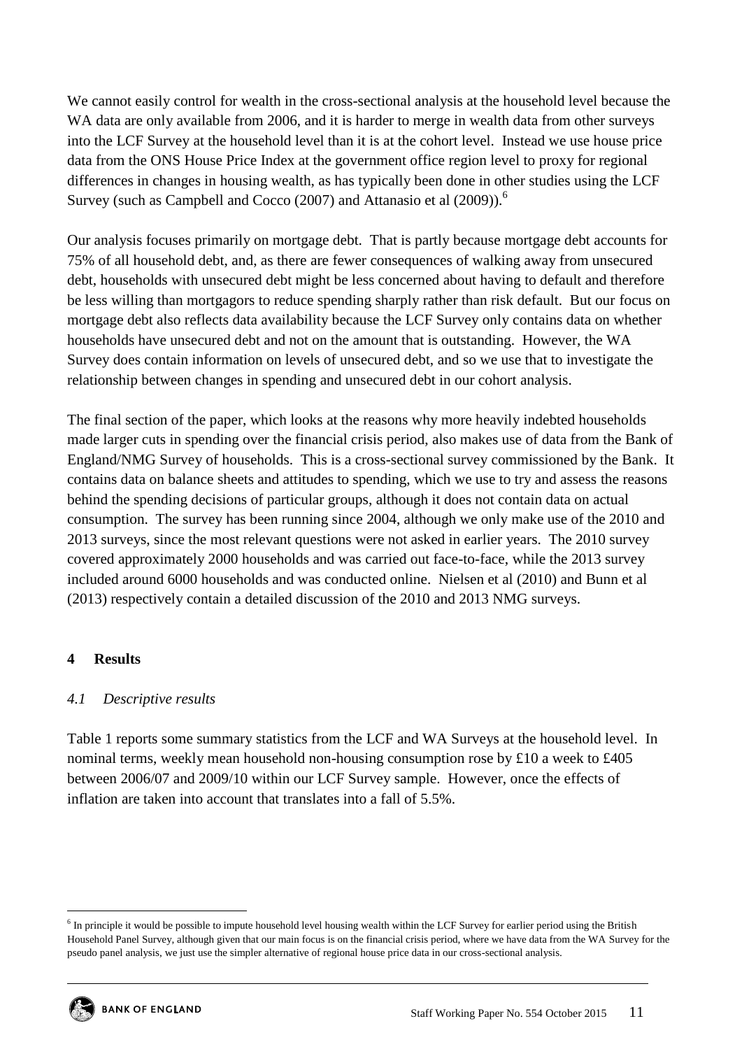We cannot easily control for wealth in the cross-sectional analysis at the household level because the WA data are only available from 2006, and it is harder to merge in wealth data from other surveys into the LCF Survey at the household level than it is at the cohort level. Instead we use house price data from the ONS House Price Index at the government office region level to proxy for regional differences in changes in housing wealth, as has typically been done in other studies using the LCF Survey (such as Campbell and Cocco (2007) and Attanasio et al (2009)).[6]

Our analysis focuses primarily on mortgage debt. That is partly because mortgage debt accounts for 75% of all household debt, and, as there are fewer consequences of walking away from unsecured debt, households with unsecured debt might be less concerned about having to default and therefore be less willing than mortgagors to reduce spending sharply rather than risk default. But our focus on mortgage debt also reflects data availability because the LCF Survey only contains data on whether households have unsecured debt and not on the amount that is outstanding. However, the WA Survey does contain information on levels of unsecured debt, and so we use that to investigate the relationship between changes in spending and unsecured debt in our cohort analysis.

The final section of the paper, which looks at the reasons why more heavily indebted households made larger cuts in spending over the financial crisis period, also makes use of data from the Bank of England/NMG Survey of households. This is a cross-sectional survey commissioned by the Bank. It contains data on balance sheets and attitudes to spending, which we use to try and assess the reasons behind the spending decisions of particular groups, although it does not contain data on actual consumption. The survey has been running since 2004, although we only make use of the 2010 and 2013 surveys, since the most relevant questions were not asked in earlier years. The 2010 survey covered approximately 2000 households and was carried out face-to-face, while the 2013 survey included around 6000 households and was conducted online. Nielsen et al (2010) and Bunn et al (2013) respectively contain a detailed discussion of the 2010 and 2013 NMG surveys.

## 4 Results

### *4.1 Descriptive results*

Table 1 reports some summary statistics from the LCF and WA Surveys at the household level. In nominal terms, weekly mean household non-housing consumption rose by £10 a week to £405 between 2006/07 and 2009/10 within our LCF Survey sample. However, once the effects of inflation are taken into account that translates into a fall of 5.5%.

[6] In principle it would be possible to impute household level housing wealth within the LCF Survey for earlier period using the British Household Panel Survey, although given that our main focus is on the financial crisis period, where we have data from the WA Survey for the pseudo panel analysis, we just use the simpler alternative of regional house price data in our cross-sectional analysis.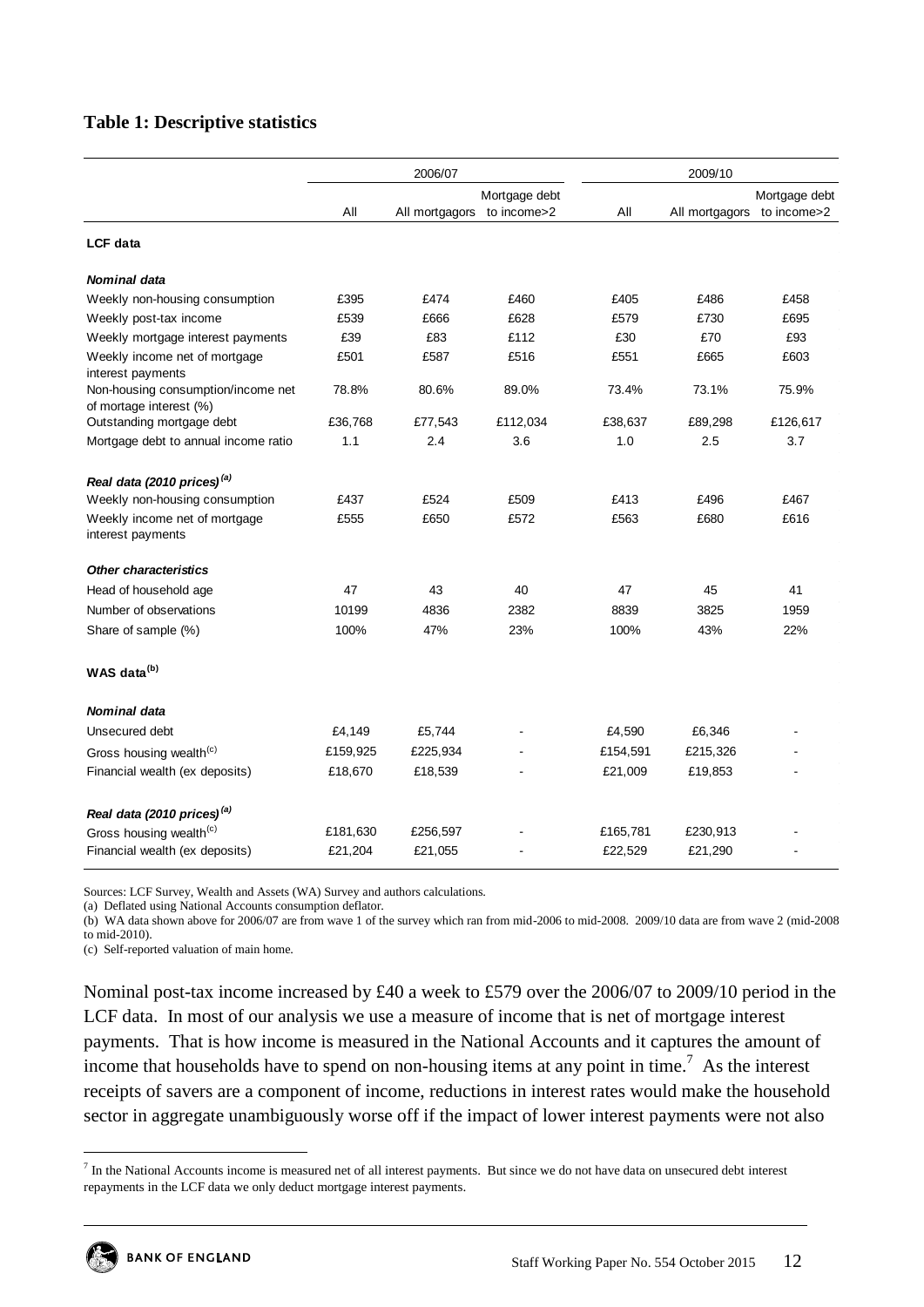**Table 1: Descriptive statistics**

| | 2006/07 | | | 2009/10 | | |
|---|---|---|---|---|---|---|
| | All | All mortgagors | Mortgage debt to income>2 | All | All mortgagors | Mortgage debt to income>2 |
| **LCF data** | | | | | | |
| ***Nominal data*** | | | | | | |
| Weekly non-housing consumption | £395 | £474 | £460 | £405 | £486 | £458 |
| Weekly post-tax income | £539 | £666 | £628 | £579 | £730 | £695 |
| Weekly mortgage interest payments | £39 | £83 | £112 | £30 | £70 | £93 |
| Weekly income net of mortgage interest payments | £501 | £587 | £516 | £551 | £665 | £603 |
| Non-housing consumption/income net of mortgage interest (%) | 78.8% | 80.6% | 89.0% | 73.4% | 73.1% | 75.9% |
| Outstanding mortgage debt | £36,768 | £77,543 | £112,034 | £38,637 | £89,298 | £126,617 |
| Mortgage debt to annual income ratio | 1.1 | 2.4 | 3.6 | 1.0 | 2.5 | 3.7 |
| ***Real data (2010 prices)[(a)]*** | | | | | | |
| Weekly non-housing consumption | £437 | £524 | £509 | £413 | £496 | £467 |
| Weekly income net of mortgage interest payments | £555 | £650 | £572 | £563 | £680 | £616 |
| ***Other characteristics*** | | | | | | |
| Head of household age | 47 | 43 | 40 | 47 | 45 | 41 |
| Number of observations | 10199 | 4836 | 2382 | 8839 | 3825 | 1959 |
| Share of sample (%) | 100% | 47% | 23% | 100% | 43% | 22% |
| **WAS data[(b)]** | | | | | | |
| ***Nominal data*** | | | | | | |
| Unsecured debt | £4,149 | £5,744 | - | £4,590 | £6,346 | - |
| Gross housing wealth[(c)] | £159,925 | £225,934 | - | £154,591 | £215,326 | - |
| Financial wealth (ex deposits) | £18,670 | £18,539 | - | £21,009 | £19,853 | - |
| ***Real data (2010 prices)[(a)]*** | | | | | | |
| Gross housing wealth[(c)] | £181,630 | £256,597 | - | £165,781 | £230,913 | - |
| Financial wealth (ex deposits) | £21,204 | £21,055 | - | £22,529 | £21,290 | - |

Sources: LCF Survey, Wealth and Assets (WA) Survey and authors calculations.
(a) Deflated using National Accounts consumption deflator.
(b) WA data shown above for 2006/07 are from wave 1 of the survey which ran from mid-2006 to mid-2008. 2009/10 data are from wave 2 (mid-2008 to mid-2010).
(c) Self-reported valuation of main home.

Nominal post-tax income increased by £40 a week to £579 over the 2006/07 to 2009/10 period in the LCF data. In most of our analysis we use a measure of income that is net of mortgage interest payments. That is how income is measured in the National Accounts and it captures the amount of income that households have to spend on non-housing items at any point in time.[7] As the interest receipts of savers are a component of income, reductions in interest rates would make the household sector in aggregate unambiguously worse off if the impact of lower interest payments were not also

[7] In the National Accounts income is measured net of all interest payments. But since we do not have data on unsecured debt interest repayments in the LCF data we only deduct mortgage interest payments.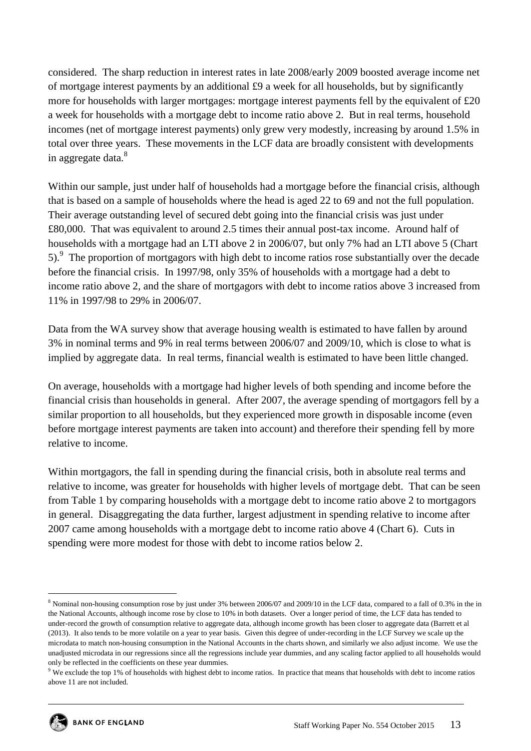considered. The sharp reduction in interest rates in late 2008/early 2009 boosted average income net of mortgage interest payments by an additional £9 a week for all households, but by significantly more for households with larger mortgages: mortgage interest payments fell by the equivalent of £20 a week for households with a mortgage debt to income ratio above 2. But in real terms, household incomes (net of mortgage interest payments) only grew very modestly, increasing by around 1.5% in total over three years. These movements in the LCF data are broadly consistent with developments in aggregate data.[8]

Within our sample, just under half of households had a mortgage before the financial crisis, although that is based on a sample of households where the head is aged 22 to 69 and not the full population. Their average outstanding level of secured debt going into the financial crisis was just under £80,000. That was equivalent to around 2.5 times their annual post-tax income. Around half of households with a mortgage had an LTI above 2 in 2006/07, but only 7% had an LTI above 5 (Chart 5).[9] The proportion of mortgagors with high debt to income ratios rose substantially over the decade before the financial crisis. In 1997/98, only 35% of households with a mortgage had a debt to income ratio above 2, and the share of mortgagors with debt to income ratios above 3 increased from 11% in 1997/98 to 29% in 2006/07.

Data from the WA survey show that average housing wealth is estimated to have fallen by around 3% in nominal terms and 9% in real terms between 2006/07 and 2009/10, which is close to what is implied by aggregate data. In real terms, financial wealth is estimated to have been little changed.

On average, households with a mortgage had higher levels of both spending and income before the financial crisis than households in general. After 2007, the average spending of mortgagors fell by a similar proportion to all households, but they experienced more growth in disposable income (even before mortgage interest payments are taken into account) and therefore their spending fell by more relative to income.

Within mortgagors, the fall in spending during the financial crisis, both in absolute real terms and relative to income, was greater for households with higher levels of mortgage debt. That can be seen from Table 1 by comparing households with a mortgage debt to income ratio above 2 to mortgagors in general. Disaggregating the data further, largest adjustment in spending relative to income after 2007 came among households with a mortgage debt to income ratio above 4 (Chart 6). Cuts in spending were more modest for those with debt to income ratios below 2.

[8] Nominal non-housing consumption rose by just under 3% between 2006/07 and 2009/10 in the LCF data, compared to a fall of 0.3% in the in the National Accounts, although income rose by close to 10% in both datasets. Over a longer period of time, the LCF data has tended to under-record the growth of consumption relative to aggregate data, although income growth has been closer to aggregate data (Barrett et al (2013). It also tends to be more volatile on a year to year basis. Given this degree of under-recording in the LCF Survey we scale up the microdata to match non-housing consumption in the National Accounts in the charts shown, and similarly we also adjust income. We use the unadjusted microdata in our regressions since all the regressions include year dummies, and any scaling factor applied to all households would only be reflected in the coefficients on these year dummies.

[9] We exclude the top 1% of households with highest debt to income ratios. In practice that means that households with debt to income ratios above 11 are not included.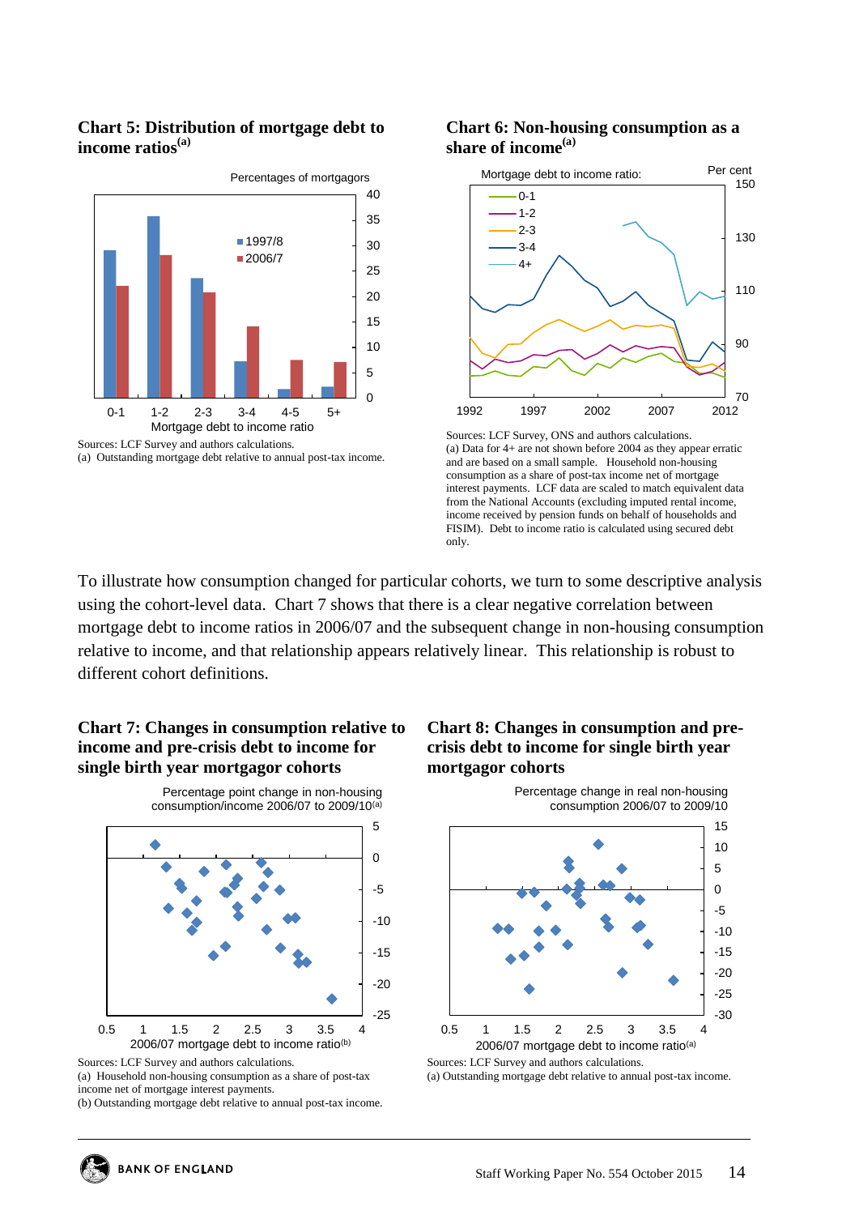**Chart 5: Distribution of mortgage debt to income ratios[(a)]**

Sources: LCF Survey and authors calculations.
(a) Outstanding mortgage debt relative to annual post-tax income.

**Chart 6: Non-housing consumption as a share of income[(a)]**

Sources: LCF Survey, ONS and authors calculations.
(a) Data for 4+ are not shown before 2004 as they appear erratic and are based on a small sample. Household non-housing consumption as a share of post-tax income net of mortgage interest payments. LCF data are scaled to match equivalent data from the National Accounts (excluding imputed rental income, income received by pension funds on behalf of households and FISIM). Debt to income ratio is calculated using secured debt only.

To illustrate how consumption changed for particular cohorts, we turn to some descriptive analysis using the cohort-level data. Chart 7 shows that there is a clear negative correlation between mortgage debt to income ratios in 2006/07 and the subsequent change in non-housing consumption relative to income, and that relationship appears relatively linear. This relationship is robust to different cohort definitions.

**Chart 7: Changes in consumption relative to income and pre-crisis debt to income for single birth year mortgagor cohorts**

Sources: LCF Survey and authors calculations.
(a) Household non-housing consumption as a share of post-tax income net of mortgage interest payments.
(b) Outstanding mortgage debt relative to annual post-tax income.

**Chart 8: Changes in consumption and pre-crisis debt to income for single birth year mortgagor cohorts**

Sources: LCF Survey and authors calculations.
(a) Outstanding mortgage debt relative to annual post-tax income.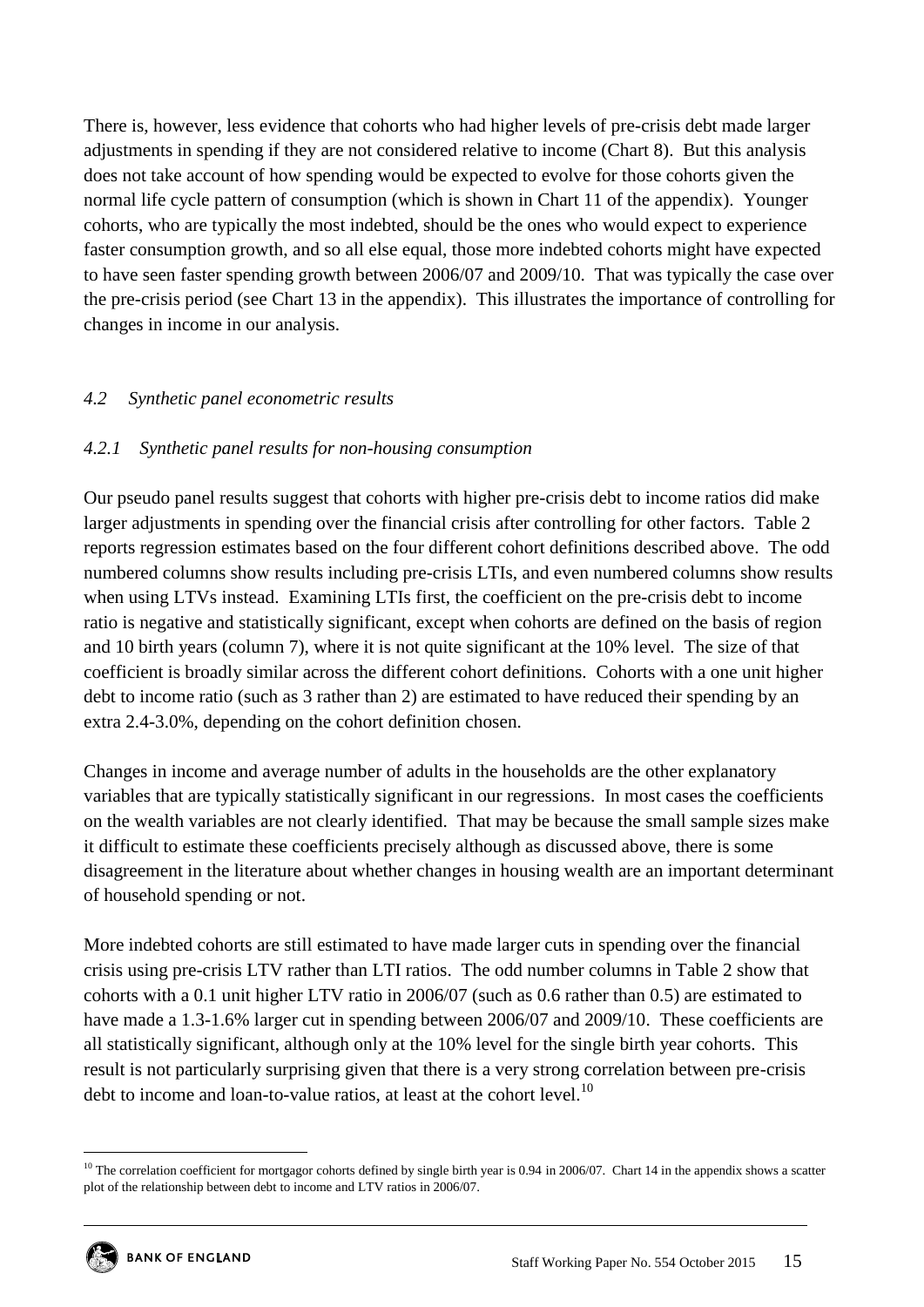There is, however, less evidence that cohorts who had higher levels of pre-crisis debt made larger adjustments in spending if they are not considered relative to income (Chart 8). But this analysis does not take account of how spending would be expected to evolve for those cohorts given the normal life cycle pattern of consumption (which is shown in Chart 11 of the appendix). Younger cohorts, who are typically the most indebted, should be the ones who would expect to experience faster consumption growth, and so all else equal, those more indebted cohorts might have expected to have seen faster spending growth between 2006/07 and 2009/10. That was typically the case over the pre-crisis period (see Chart 13 in the appendix). This illustrates the importance of controlling for changes in income in our analysis.

### *4.2 Synthetic panel econometric results*

#### *4.2.1 Synthetic panel results for non-housing consumption*

Our pseudo panel results suggest that cohorts with higher pre-crisis debt to income ratios did make larger adjustments in spending over the financial crisis after controlling for other factors. Table 2 reports regression estimates based on the four different cohort definitions described above. The odd numbered columns show results including pre-crisis LTIs, and even numbered columns show results when using LTVs instead. Examining LTIs first, the coefficient on the pre-crisis debt to income ratio is negative and statistically significant, except when cohorts are defined on the basis of region and 10 birth years (column 7), where it is not quite significant at the 10% level. The size of that coefficient is broadly similar across the different cohort definitions. Cohorts with a one unit higher debt to income ratio (such as 3 rather than 2) are estimated to have reduced their spending by an extra 2.4-3.0%, depending on the cohort definition chosen.

Changes in income and average number of adults in the households are the other explanatory variables that are typically statistically significant in our regressions. In most cases the coefficients on the wealth variables are not clearly identified. That may be because the small sample sizes make it difficult to estimate these coefficients precisely although as discussed above, there is some disagreement in the literature about whether changes in housing wealth are an important determinant of household spending or not.

More indebted cohorts are still estimated to have made larger cuts in spending over the financial crisis using pre-crisis LTV rather than LTI ratios. The odd number columns in Table 2 show that cohorts with a 0.1 unit higher LTV ratio in 2006/07 (such as 0.6 rather than 0.5) are estimated to have made a 1.3-1.6% larger cut in spending between 2006/07 and 2009/10. These coefficients are all statistically significant, although only at the 10% level for the single birth year cohorts. This result is not particularly surprising given that there is a very strong correlation between pre-crisis debt to income and loan-to-value ratios, at least at the cohort level.[10]

[10] The correlation coefficient for mortgagor cohorts defined by single birth year is 0.94 in 2006/07. Chart 14 in the appendix shows a scatter plot of the relationship between debt to income and LTV ratios in 2006/07.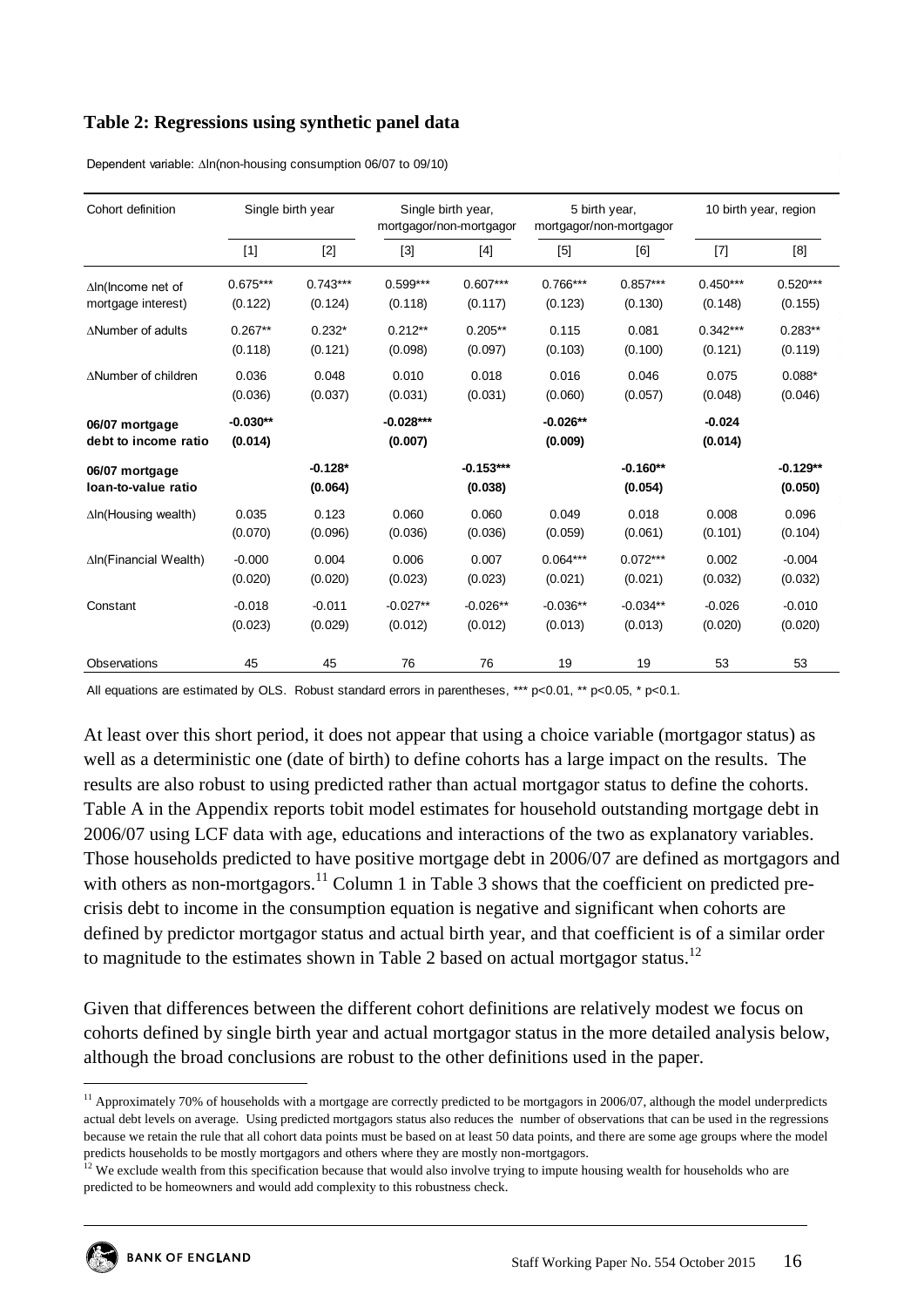**Table 2: Regressions using synthetic panel data**

Dependent variable: ∆ln(non-housing consumption 06/07 to 09/10)

| Cohort definition | Single birth year | | Single birth year, mortgagor/non-mortgagor | | 5 birth year, mortgagor/non-mortgagor | | 10 birth year, region | |
|---|---|---|---|---|---|---|---|---|
| | [1] | [2] | [3] | [4] | [5] | [6] | [7] | [8] |
| ∆ln(Income net of mortgage interest) | 0.675*** | 0.743*** | 0.599*** | 0.607*** | 0.766*** | 0.857*** | 0.450*** | 0.520*** |
| | (0.122) | (0.124) | (0.118) | (0.117) | (0.123) | (0.130) | (0.148) | (0.155) |
| ∆Number of adults | 0.267** | 0.232* | 0.212** | 0.205** | 0.115 | 0.081 | 0.342*** | 0.283** |
| | (0.118) | (0.121) | (0.098) | (0.097) | (0.103) | (0.100) | (0.121) | (0.119) |
| ∆Number of children | 0.036 | 0.048 | 0.010 | 0.018 | 0.016 | 0.046 | 0.075 | 0.088* |
| | (0.036) | (0.037) | (0.031) | (0.031) | (0.060) | (0.057) | (0.048) | (0.046) |
| **06/07 mortgage debt to income ratio** | **-0.030**** | | **-0.028***** | | **-0.026**** | | **-0.024** | |
| | **(0.014)** | | **(0.007)** | | **(0.009)** | | **(0.014)** | |
| **06/07 mortgage loan-to-value ratio** | | **-0.128*** | | **-0.153***** | | **-0.160**** | | **-0.129**** |
| | | **(0.064)** | | **(0.038)** | | **(0.054)** | | **(0.050)** |
| ∆ln(Housing wealth) | 0.035 | 0.123 | 0.060 | 0.060 | 0.049 | 0.018 | 0.008 | 0.096 |
| | (0.070) | (0.096) | (0.036) | (0.036) | (0.059) | (0.061) | (0.101) | (0.104) |
| ∆ln(Financial Wealth) | -0.000 | 0.004 | 0.006 | 0.007 | 0.064*** | 0.072*** | 0.002 | -0.004 |
| | (0.020) | (0.020) | (0.023) | (0.023) | (0.021) | (0.021) | (0.032) | (0.032) |
| Constant | -0.018 | -0.011 | -0.027** | -0.026** | -0.036** | -0.034** | -0.026 | -0.010 |
| | (0.023) | (0.029) | (0.012) | (0.012) | (0.013) | (0.013) | (0.020) | (0.020) |
| Observations | 45 | 45 | 76 | 76 | 19 | 19 | 53 | 53 |

All equations are estimated by OLS. Robust standard errors in parentheses, *** p<0.01, ** p<0.05, * p<0.1.

At least over this short period, it does not appear that using a choice variable (mortgagor status) as well as a deterministic one (date of birth) to define cohorts has a large impact on the results. The results are also robust to using predicted rather than actual mortgagor status to define the cohorts. Table A in the Appendix reports tobit model estimates for household outstanding mortgage debt in 2006/07 using LCF data with age, educations and interactions of the two as explanatory variables. Those households predicted to have positive mortgage debt in 2006/07 are defined as mortgagors and with others as non-mortgagors.[11] Column 1 in Table 3 shows that the coefficient on predicted pre-crisis debt to income in the consumption equation is negative and significant when cohorts are defined by predictor mortgagor status and actual birth year, and that coefficient is of a similar order to magnitude to the estimates shown in Table 2 based on actual mortgagor status.[12]

Given that differences between the different cohort definitions are relatively modest we focus on cohorts defined by single birth year and actual mortgagor status in the more detailed analysis below, although the broad conclusions are robust to the other definitions used in the paper.

[11] Approximately 70% of households with a mortgage are correctly predicted to be mortgagors in 2006/07, although the model underpredicts actual debt levels on average. Using predicted mortgagors status also reduces the number of observations that can be used in the regressions because we retain the rule that all cohort data points must be based on at least 50 data points, and there are some age groups where the model predicts households to be mostly mortgagors and others where they are mostly non-mortgagors.

[12] We exclude wealth from this specification because that would also involve trying to impute housing wealth for households who are predicted to be homeowners and would add complexity to this robustness check.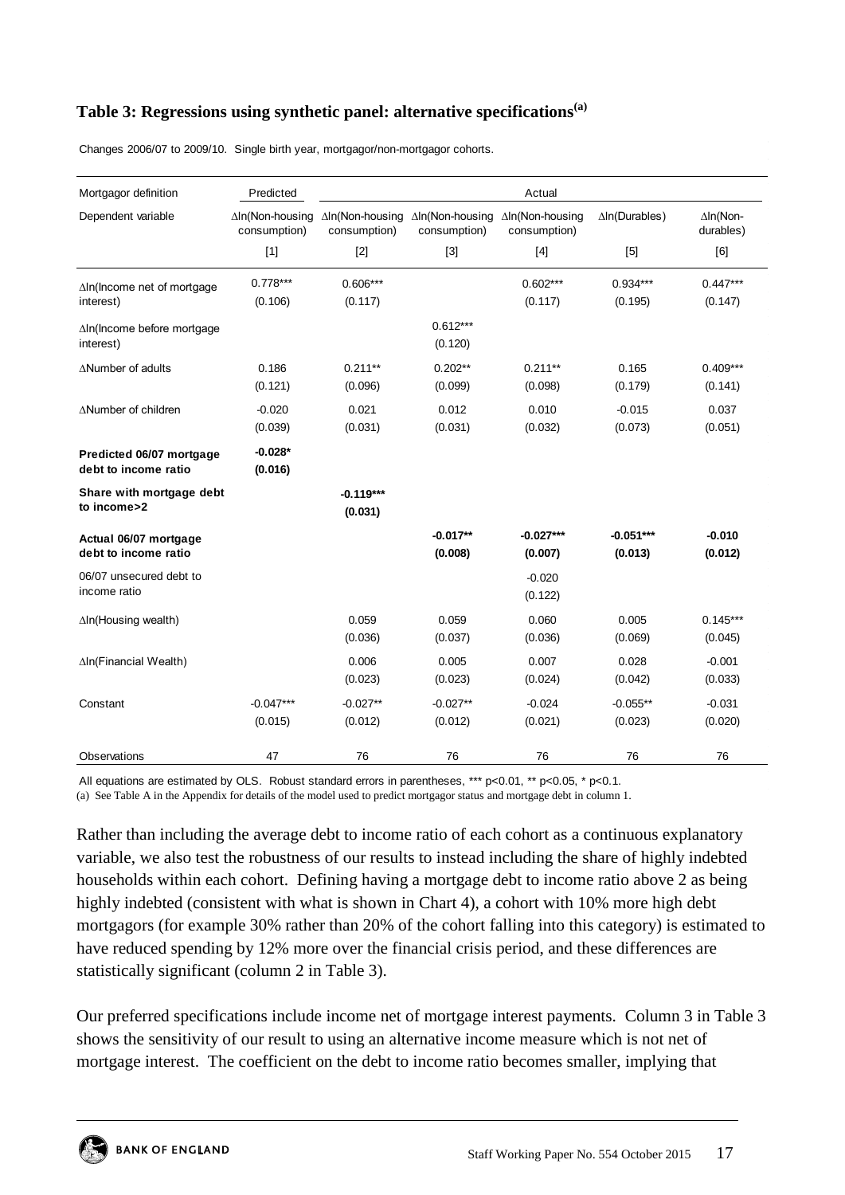**Table 3: Regressions using synthetic panel: alternative specifications[(a)]**

Changes 2006/07 to 2009/10. Single birth year, mortgagor/non-mortgagor cohorts.

| Mortgagor definition | Predicted | Actual | | | | |
|---|---|---|---|---|---|---|
| Dependent variable | ∆ln(Non-housing consumption) | ∆ln(Non-housing consumption) | ∆ln(Non-housing consumption) | ∆ln(Non-housing consumption) | ∆ln(Durables) | ∆ln(Non-durables) |
| | [1] | [2] | [3] | [4] | [5] | [6] |
| ∆ln(Income net of mortgage interest) | 0.778*** | 0.606*** | | 0.602*** | 0.934*** | 0.447*** |
| | (0.106) | (0.117) | | (0.117) | (0.195) | (0.147) |
| ∆ln(Income before mortgage interest) | | | 0.612*** | | | |
| | | | (0.120) | | | |
| ∆Number of adults | 0.186 | 0.211** | 0.202** | 0.211** | 0.165 | 0.409*** |
| | (0.121) | (0.096) | (0.099) | (0.098) | (0.179) | (0.141) |
| ∆Number of children | -0.020 | 0.021 | 0.012 | 0.010 | -0.015 | 0.037 |
| | (0.039) | (0.031) | (0.031) | (0.032) | (0.073) | (0.051) |
| **Predicted 06/07 mortgage debt to income ratio** | **-0.028*** | | | | | |
| | **(0.016)** | | | | | |
| **Share with mortgage debt to income>2** | | **-0.119***** | | | | |
| | | **(0.031)** | | | | |
| **Actual 06/07 mortgage debt to income ratio** | | | **-0.017**** | **-0.027***** | **-0.051***** | **-0.010** |
| | | | **(0.008)** | **(0.007)** | **(0.013)** | **(0.012)** |
| 06/07 unsecured debt to income ratio | | | | -0.020 | | |
| | | | | (0.122) | | |
| ∆ln(Housing wealth) | | 0.059 | 0.059 | 0.060 | 0.005 | 0.145*** |
| | | (0.036) | (0.037) | (0.036) | (0.069) | (0.045) |
| ∆ln(Financial Wealth) | | 0.006 | 0.005 | 0.007 | 0.028 | -0.001 |
| | | (0.023) | (0.023) | (0.024) | (0.042) | (0.033) |
| Constant | -0.047*** | -0.027** | -0.027** | -0.024 | -0.055** | -0.031 |
| | (0.015) | (0.012) | (0.012) | (0.021) | (0.023) | (0.020) |
| Observations | 47 | 76 | 76 | 76 | 76 | 76 |

All equations are estimated by OLS. Robust standard errors in parentheses, *** p<0.01, ** p<0.05, * p<0.1.

(a) See Table A in the Appendix for details of the model used to predict mortgagor status and mortgage debt in column 1.

Rather than including the average debt to income ratio of each cohort as a continuous explanatory variable, we also test the robustness of our results to instead including the share of highly indebted households within each cohort. Defining having a mortgage debt to income ratio above 2 as being highly indebted (consistent with what is shown in Chart 4), a cohort with 10% more high debt mortgagors (for example 30% rather than 20% of the cohort falling into this category) is estimated to have reduced spending by 12% more over the financial crisis period, and these differences are statistically significant (column 2 in Table 3).

Our preferred specifications include income net of mortgage interest payments. Column 3 in Table 3 shows the sensitivity of our result to using an alternative income measure which is not net of mortgage interest. The coefficient on the debt to income ratio becomes smaller, implying that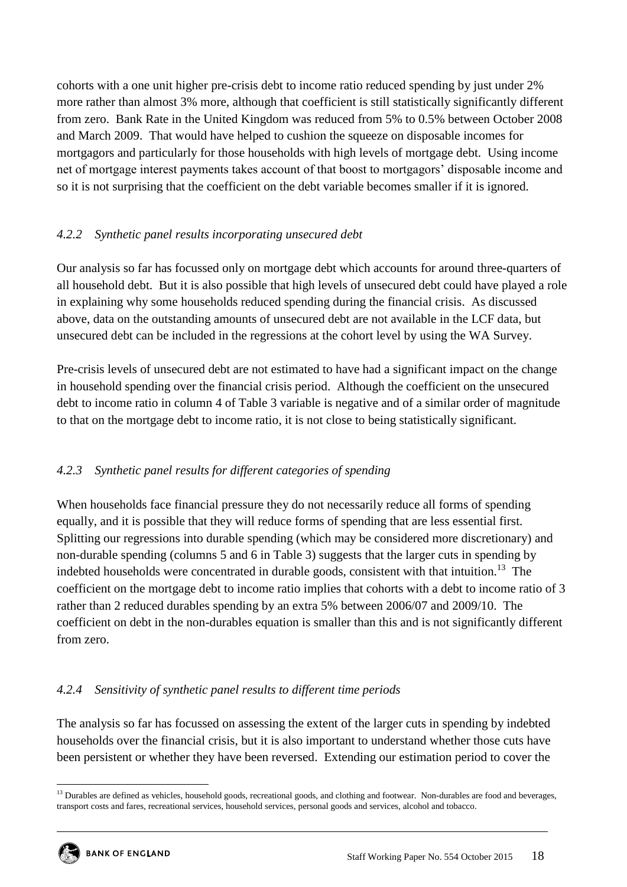cohorts with a one unit higher pre-crisis debt to income ratio reduced spending by just under 2% more rather than almost 3% more, although that coefficient is still statistically significantly different from zero. Bank Rate in the United Kingdom was reduced from 5% to 0.5% between October 2008 and March 2009. That would have helped to cushion the squeeze on disposable incomes for mortgagors and particularly for those households with high levels of mortgage debt. Using income net of mortgage interest payments takes account of that boost to mortgagors' disposable income and so it is not surprising that the coefficient on the debt variable becomes smaller if it is ignored.

#### *4.2.2 Synthetic panel results incorporating unsecured debt*

Our analysis so far has focussed only on mortgage debt which accounts for around three-quarters of all household debt. But it is also possible that high levels of unsecured debt could have played a role in explaining why some households reduced spending during the financial crisis. As discussed above, data on the outstanding amounts of unsecured debt are not available in the LCF data, but unsecured debt can be included in the regressions at the cohort level by using the WA Survey.

Pre-crisis levels of unsecured debt are not estimated to have had a significant impact on the change in household spending over the financial crisis period. Although the coefficient on the unsecured debt to income ratio in column 4 of Table 3 variable is negative and of a similar order of magnitude to that on the mortgage debt to income ratio, it is not close to being statistically significant.

#### *4.2.3 Synthetic panel results for different categories of spending*

When households face financial pressure they do not necessarily reduce all forms of spending equally, and it is possible that they will reduce forms of spending that are less essential first. Splitting our regressions into durable spending (which may be considered more discretionary) and non-durable spending (columns 5 and 6 in Table 3) suggests that the larger cuts in spending by indebted households were concentrated in durable goods, consistent with that intuition.[13] The coefficient on the mortgage debt to income ratio implies that cohorts with a debt to income ratio of 3 rather than 2 reduced durables spending by an extra 5% between 2006/07 and 2009/10. The coefficient on debt in the non-durables equation is smaller than this and is not significantly different from zero.

#### *4.2.4 Sensitivity of synthetic panel results to different time periods*

The analysis so far has focussed on assessing the extent of the larger cuts in spending by indebted households over the financial crisis, but it is also important to understand whether those cuts have been persistent or whether they have been reversed. Extending our estimation period to cover the

[13] Durables are defined as vehicles, household goods, recreational goods, and clothing and footwear. Non-durables are food and beverages, transport costs and fares, recreational services, household services, personal goods and services, alcohol and tobacco.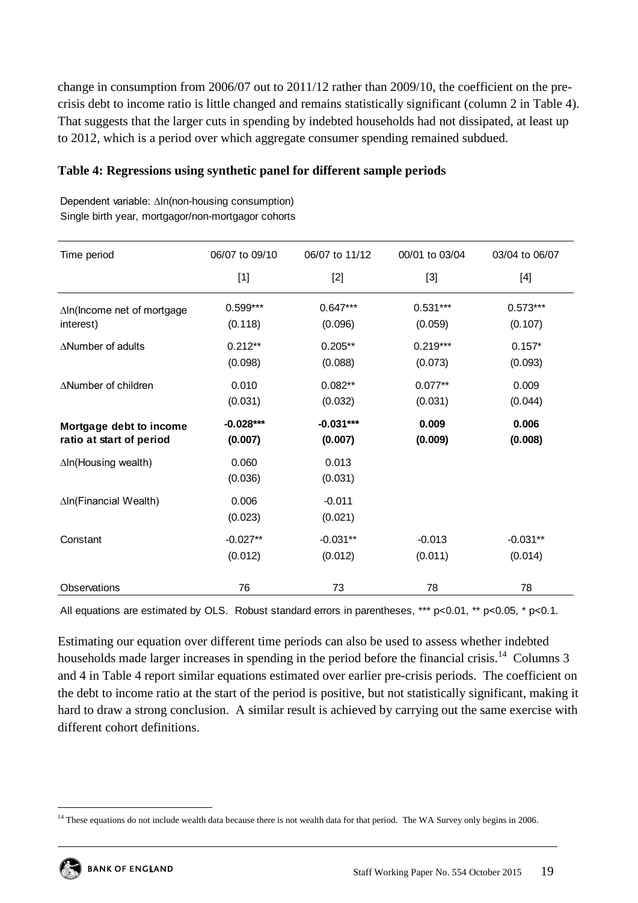change in consumption from 2006/07 out to 2011/12 rather than 2009/10, the coefficient on the pre-crisis debt to income ratio is little changed and remains statistically significant (column 2 in Table 4). That suggests that the larger cuts in spending by indebted households had not dissipated, at least up to 2012, which is a period over which aggregate consumer spending remained subdued.

**Table 4: Regressions using synthetic panel for different sample periods**

Dependent variable: Δln(non-housing consumption)
Single birth year, mortgagor/non-mortgagor cohorts

| Time period | 06/07 to 09/10 | 06/07 to 11/12 | 00/01 to 03/04 | 03/04 to 06/07 |
|---|---|---|---|---|
| | [1] | [2] | [3] | [4] |
| Δln(Income net of mortgage interest) | 0.599*** | 0.647*** | 0.531*** | 0.573*** |
| | (0.118) | (0.096) | (0.059) | (0.107) |
| ΔNumber of adults | 0.212** | 0.205** | 0.219*** | 0.157* |
| | (0.098) | (0.088) | (0.073) | (0.093) |
| ΔNumber of children | 0.010 | 0.082** | 0.077** | 0.009 |
| | (0.031) | (0.032) | (0.031) | (0.044) |
| **Mortgage debt to income ratio at start of period** | **-0.028*** ** | **-0.031*** ** | **0.009** | **0.006** |
| | **(0.007)** | **(0.007)** | **(0.009)** | **(0.008)** |
| Δln(Housing wealth) | 0.060 | 0.013 | | |
| | (0.036) | (0.031) | | |
| Δln(Financial Wealth) | 0.006 | -0.011 | | |
| | (0.023) | (0.021) | | |
| Constant | -0.027** | -0.031** | -0.013 | -0.031** |
| | (0.012) | (0.012) | (0.011) | (0.014) |
| Observations | 76 | 73 | 78 | 78 |

All equations are estimated by OLS. Robust standard errors in parentheses, *** p<0.01, ** p<0.05, * p<0.1.

Estimating our equation over different time periods can also be used to assess whether indebted households made larger increases in spending in the period before the financial crisis.[14] Columns 3 and 4 in Table 4 report similar equations estimated over earlier pre-crisis periods. The coefficient on the debt to income ratio at the start of the period is positive, but not statistically significant, making it hard to draw a strong conclusion. A similar result is achieved by carrying out the same exercise with different cohort definitions.

[14] These equations do not include wealth data because there is not wealth data for that period. The WA Survey only begins in 2006.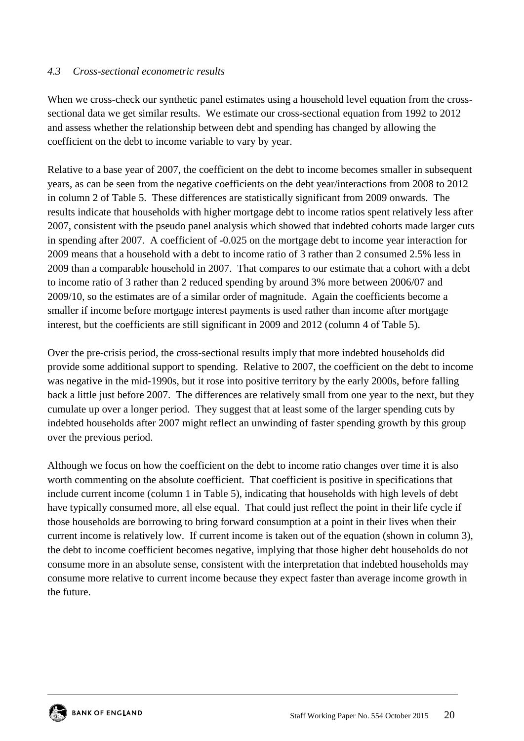### *4.3 Cross-sectional econometric results*

When we cross-check our synthetic panel estimates using a household level equation from the cross-sectional data we get similar results. We estimate our cross-sectional equation from 1992 to 2012 and assess whether the relationship between debt and spending has changed by allowing the coefficient on the debt to income variable to vary by year.

Relative to a base year of 2007, the coefficient on the debt to income becomes smaller in subsequent years, as can be seen from the negative coefficients on the debt year/interactions from 2008 to 2012 in column 2 of Table 5. These differences are statistically significant from 2009 onwards. The results indicate that households with higher mortgage debt to income ratios spent relatively less after 2007, consistent with the pseudo panel analysis which showed that indebted cohorts made larger cuts in spending after 2007. A coefficient of -0.025 on the mortgage debt to income year interaction for 2009 means that a household with a debt to income ratio of 3 rather than 2 consumed 2.5% less in 2009 than a comparable household in 2007. That compares to our estimate that a cohort with a debt to income ratio of 3 rather than 2 reduced spending by around 3% more between 2006/07 and 2009/10, so the estimates are of a similar order of magnitude. Again the coefficients become a smaller if income before mortgage interest payments is used rather than income after mortgage interest, but the coefficients are still significant in 2009 and 2012 (column 4 of Table 5).

Over the pre-crisis period, the cross-sectional results imply that more indebted households did provide some additional support to spending. Relative to 2007, the coefficient on the debt to income was negative in the mid-1990s, but it rose into positive territory by the early 2000s, before falling back a little just before 2007. The differences are relatively small from one year to the next, but they cumulate up over a longer period. They suggest that at least some of the larger spending cuts by indebted households after 2007 might reflect an unwinding of faster spending growth by this group over the previous period.

Although we focus on how the coefficient on the debt to income ratio changes over time it is also worth commenting on the absolute coefficient. That coefficient is positive in specifications that include current income (column 1 in Table 5), indicating that households with high levels of debt have typically consumed more, all else equal. That could just reflect the point in their life cycle if those households are borrowing to bring forward consumption at a point in their lives when their current income is relatively low. If current income is taken out of the equation (shown in column 3), the debt to income coefficient becomes negative, implying that those higher debt households do not consume more in an absolute sense, consistent with the interpretation that indebted households may consume more relative to current income because they expect faster than average income growth in the future.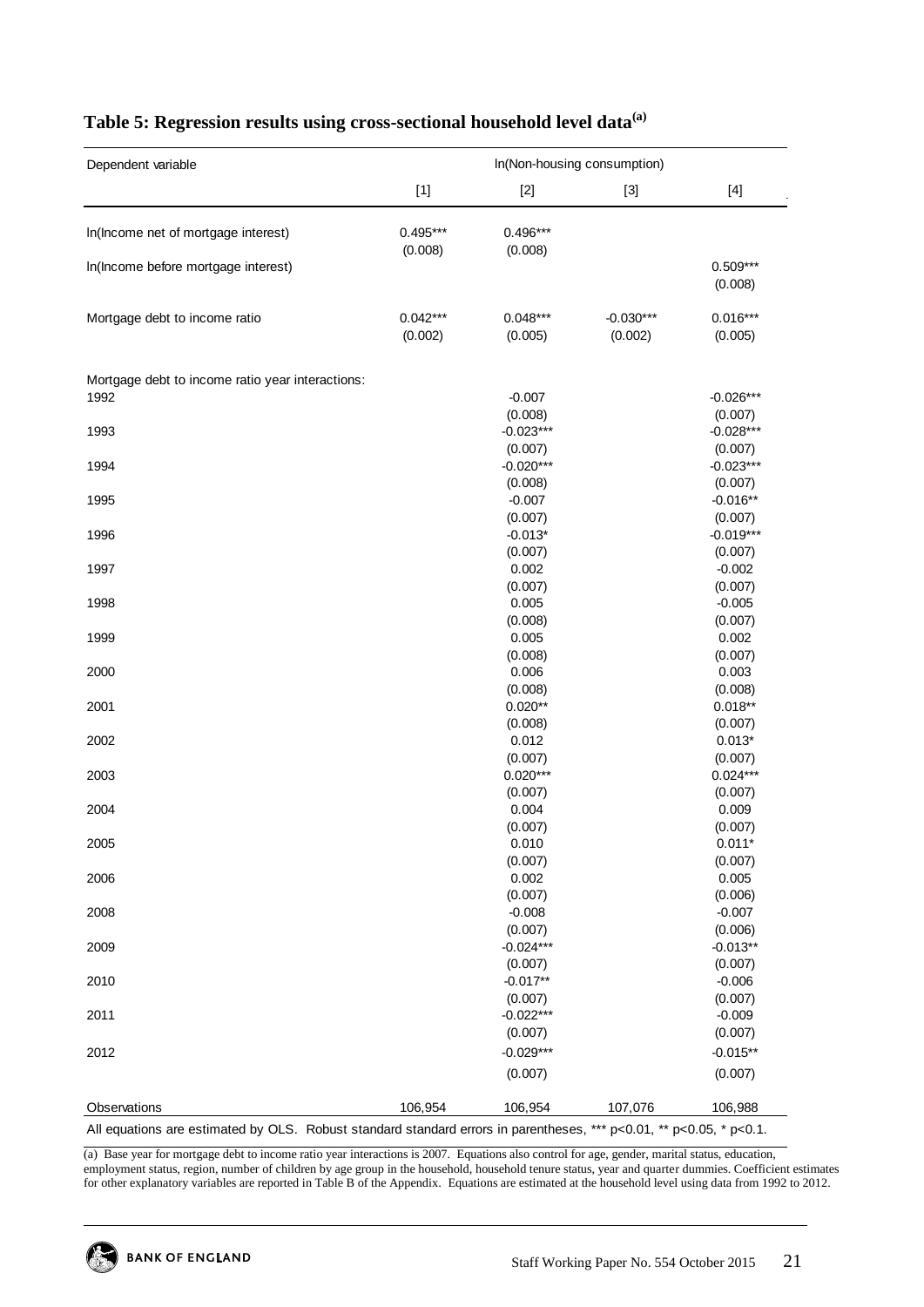## Table 5: Regression results using cross-sectional household level data[(a)]

| Dependent variable | ln(Non-housing consumption) | | | |
|---|---|---|---|---|
| | [1] | [2] | [3] | [4] |
| ln(Income net of mortgage interest) | 0.495*** | 0.496*** | | |
| | (0.008) | (0.008) | | |
| ln(Income before mortgage interest) | | | | 0.509*** |
| | | | | (0.008) |
| Mortgage debt to income ratio | 0.042*** | 0.048*** | -0.030*** | 0.016*** |
| | (0.002) | (0.005) | (0.002) | (0.005) |
| Mortgage debt to income ratio year interactions: | | | | |
| 1992 | | -0.007 | | -0.026*** |
| | | (0.008) | | (0.007) |
| 1993 | | -0.023*** | | -0.028*** |
| | | (0.007) | | (0.007) |
| 1994 | | -0.020*** | | -0.023*** |
| | | (0.008) | | (0.007) |
| 1995 | | -0.007 | | -0.016** |
| | | (0.007) | | (0.007) |
| 1996 | | -0.013* | | -0.019*** |
| | | (0.007) | | (0.007) |
| 1997 | | 0.002 | | -0.002 |
| | | (0.007) | | (0.007) |
| 1998 | | 0.005 | | -0.005 |
| | | (0.008) | | (0.007) |
| 1999 | | 0.005 | | 0.002 |
| | | (0.008) | | (0.007) |
| 2000 | | 0.006 | | 0.003 |
| | | (0.008) | | (0.008) |
| 2001 | | 0.020** | | 0.018** |
| | | (0.008) | | (0.007) |
| 2002 | | 0.012 | | 0.013* |
| | | (0.007) | | (0.007) |
| 2003 | | 0.020*** | | 0.024*** |
| | | (0.007) | | (0.007) |
| 2004 | | 0.004 | | 0.009 |
| | | (0.007) | | (0.007) |
| 2005 | | 0.010 | | 0.011* |
| | | (0.007) | | (0.007) |
| 2006 | | 0.002 | | 0.005 |
| | | (0.007) | | (0.006) |
| 2008 | | -0.008 | | -0.007 |
| | | (0.007) | | (0.006) |
| 2009 | | -0.024*** | | -0.013** |
| | | (0.007) | | (0.007) |
| 2010 | | -0.017** | | -0.006 |
| | | (0.007) | | (0.007) |
| 2011 | | -0.022*** | | -0.009 |
| | | (0.007) | | (0.007) |
| 2012 | | -0.029*** | | -0.015** |
| | | (0.007) | | (0.007) |
| Observations | 106,954 | 106,954 | 107,076 | 106,988 |

All equations are estimated by OLS. Robust standard standard errors in parentheses, *** p<0.01, ** p<0.05, * p<0.1.

(a) Base year for mortgage debt to income ratio year interactions is 2007. Equations also control for age, gender, marital status, education, employment status, region, number of children by age group in the household, household tenure status, year and quarter dummies. Coefficient estimates for other explanatory variables are reported in Table B of the Appendix. Equations are estimated at the household level using data from 1992 to 2012.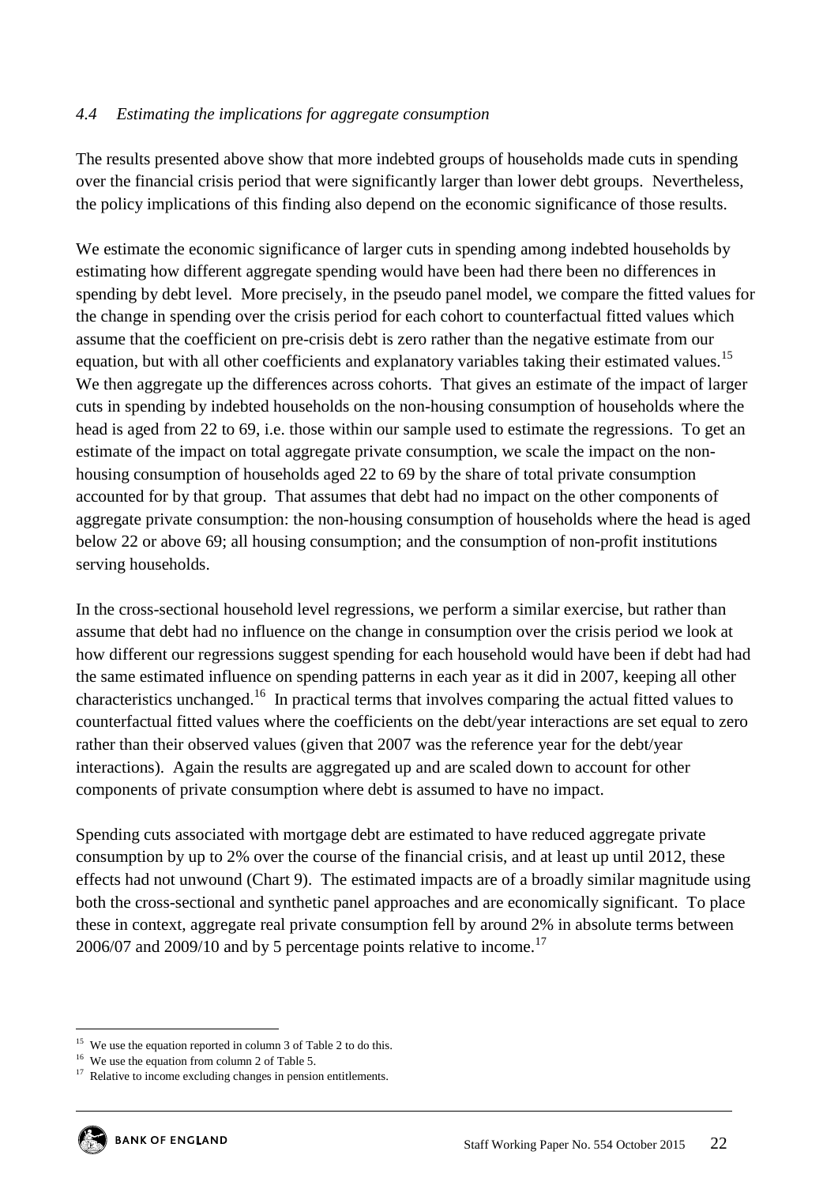### *4.4 Estimating the implications for aggregate consumption*

The results presented above show that more indebted groups of households made cuts in spending over the financial crisis period that were significantly larger than lower debt groups. Nevertheless, the policy implications of this finding also depend on the economic significance of those results.

We estimate the economic significance of larger cuts in spending among indebted households by estimating how different aggregate spending would have been had there been no differences in spending by debt level. More precisely, in the pseudo panel model, we compare the fitted values for the change in spending over the crisis period for each cohort to counterfactual fitted values which assume that the coefficient on pre-crisis debt is zero rather than the negative estimate from our equation, but with all other coefficients and explanatory variables taking their estimated values.[15] We then aggregate up the differences across cohorts. That gives an estimate of the impact of larger cuts in spending by indebted households on the non-housing consumption of households where the head is aged from 22 to 69, i.e. those within our sample used to estimate the regressions. To get an estimate of the impact on total aggregate private consumption, we scale the impact on the non-housing consumption of households aged 22 to 69 by the share of total private consumption accounted for by that group. That assumes that debt had no impact on the other components of aggregate private consumption: the non-housing consumption of households where the head is aged below 22 or above 69; all housing consumption; and the consumption of non-profit institutions serving households.

In the cross-sectional household level regressions, we perform a similar exercise, but rather than assume that debt had no influence on the change in consumption over the crisis period we look at how different our regressions suggest spending for each household would have been if debt had had the same estimated influence on spending patterns in each year as it did in 2007, keeping all other characteristics unchanged.[16] In practical terms that involves comparing the actual fitted values to counterfactual fitted values where the coefficients on the debt/year interactions are set equal to zero rather than their observed values (given that 2007 was the reference year for the debt/year interactions). Again the results are aggregated up and are scaled down to account for other components of private consumption where debt is assumed to have no impact.

Spending cuts associated with mortgage debt are estimated to have reduced aggregate private consumption by up to 2% over the course of the financial crisis, and at least up until 2012, these effects had not unwound (Chart 9). The estimated impacts are of a broadly similar magnitude using both the cross-sectional and synthetic panel approaches and are economically significant. To place these in context, aggregate real private consumption fell by around 2% in absolute terms between 2006/07 and 2009/10 and by 5 percentage points relative to income.[17]

---

[15] We use the equation reported in column 3 of Table 2 to do this.

[16] We use the equation from column 2 of Table 5.

[17] Relative to income excluding changes in pension entitlements.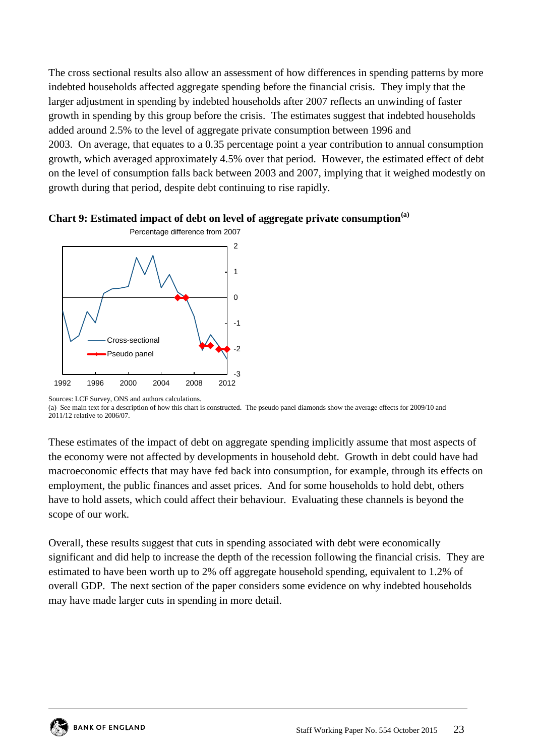The cross sectional results also allow an assessment of how differences in spending patterns by more indebted households affected aggregate spending before the financial crisis. They imply that the larger adjustment in spending by indebted households after 2007 reflects an unwinding of faster growth in spending by this group before the crisis. The estimates suggest that indebted households added around 2.5% to the level of aggregate private consumption between 1996 and 2003. On average, that equates to a 0.35 percentage point a year contribution to annual consumption growth, which averaged approximately 4.5% over that period. However, the estimated effect of debt on the level of consumption falls back between 2003 and 2007, implying that it weighed modestly on growth during that period, despite debt continuing to rise rapidly.

**Chart 9: Estimated impact of debt on level of aggregate private consumption[(a)]**

Percentage difference from 2007

Sources: LCF Survey, ONS and authors calculations.

(a) See main text for a description of how this chart is constructed. The pseudo panel diamonds show the average effects for 2009/10 and 2011/12 relative to 2006/07.

These estimates of the impact of debt on aggregate spending implicitly assume that most aspects of the economy were not affected by developments in household debt. Growth in debt could have had macroeconomic effects that may have fed back into consumption, for example, through its effects on employment, the public finances and asset prices. And for some households to hold debt, others have to hold assets, which could affect their behaviour. Evaluating these channels is beyond the scope of our work.

Overall, these results suggest that cuts in spending associated with debt were economically significant and did help to increase the depth of the recession following the financial crisis. They are estimated to have been worth up to 2% off aggregate household spending, equivalent to 1.2% of overall GDP. The next section of the paper considers some evidence on why indebted households may have made larger cuts in spending in more detail.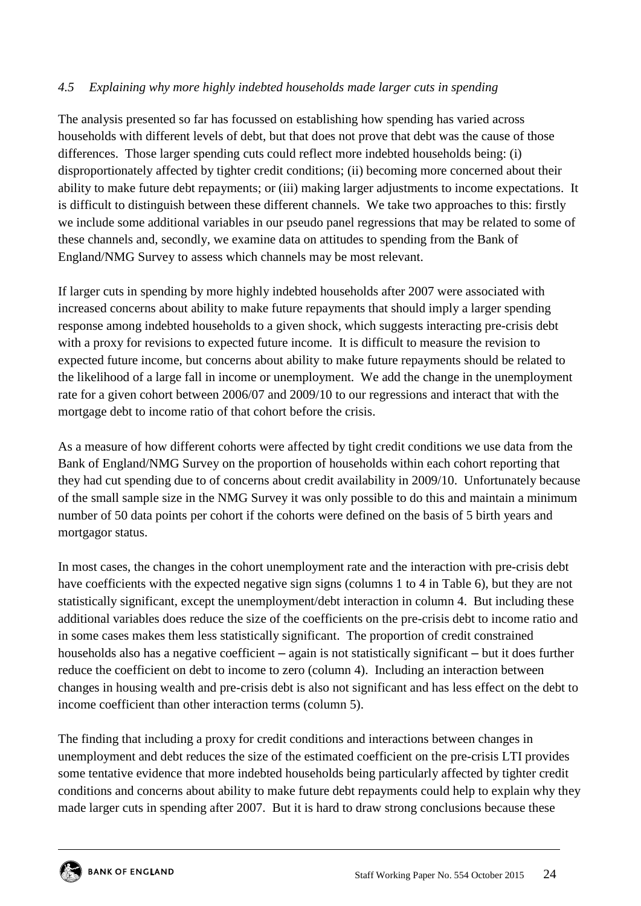### *4.5 Explaining why more highly indebted households made larger cuts in spending*

The analysis presented so far has focussed on establishing how spending has varied across households with different levels of debt, but that does not prove that debt was the cause of those differences. Those larger spending cuts could reflect more indebted households being: (i) disproportionately affected by tighter credit conditions; (ii) becoming more concerned about their ability to make future debt repayments; or (iii) making larger adjustments to income expectations. It is difficult to distinguish between these different channels. We take two approaches to this: firstly we include some additional variables in our pseudo panel regressions that may be related to some of these channels and, secondly, we examine data on attitudes to spending from the Bank of England/NMG Survey to assess which channels may be most relevant.

If larger cuts in spending by more highly indebted households after 2007 were associated with increased concerns about ability to make future repayments that should imply a larger spending response among indebted households to a given shock, which suggests interacting pre-crisis debt with a proxy for revisions to expected future income. It is difficult to measure the revision to expected future income, but concerns about ability to make future repayments should be related to the likelihood of a large fall in income or unemployment. We add the change in the unemployment rate for a given cohort between 2006/07 and 2009/10 to our regressions and interact that with the mortgage debt to income ratio of that cohort before the crisis.

As a measure of how different cohorts were affected by tight credit conditions we use data from the Bank of England/NMG Survey on the proportion of households within each cohort reporting that they had cut spending due to of concerns about credit availability in 2009/10. Unfortunately because of the small sample size in the NMG Survey it was only possible to do this and maintain a minimum number of 50 data points per cohort if the cohorts were defined on the basis of 5 birth years and mortgagor status.

In most cases, the changes in the cohort unemployment rate and the interaction with pre-crisis debt have coefficients with the expected negative sign signs (columns 1 to 4 in Table 6), but they are not statistically significant, except the unemployment/debt interaction in column 4. But including these additional variables does reduce the size of the coefficients on the pre-crisis debt to income ratio and in some cases makes them less statistically significant. The proportion of credit constrained households also has a negative coefficient – again is not statistically significant – but it does further reduce the coefficient on debt to income to zero (column 4). Including an interaction between changes in housing wealth and pre-crisis debt is also not significant and has less effect on the debt to income coefficient than other interaction terms (column 5).

The finding that including a proxy for credit conditions and interactions between changes in unemployment and debt reduces the size of the estimated coefficient on the pre-crisis LTI provides some tentative evidence that more indebted households being particularly affected by tighter credit conditions and concerns about ability to make future debt repayments could help to explain why they made larger cuts in spending after 2007. But it is hard to draw strong conclusions because these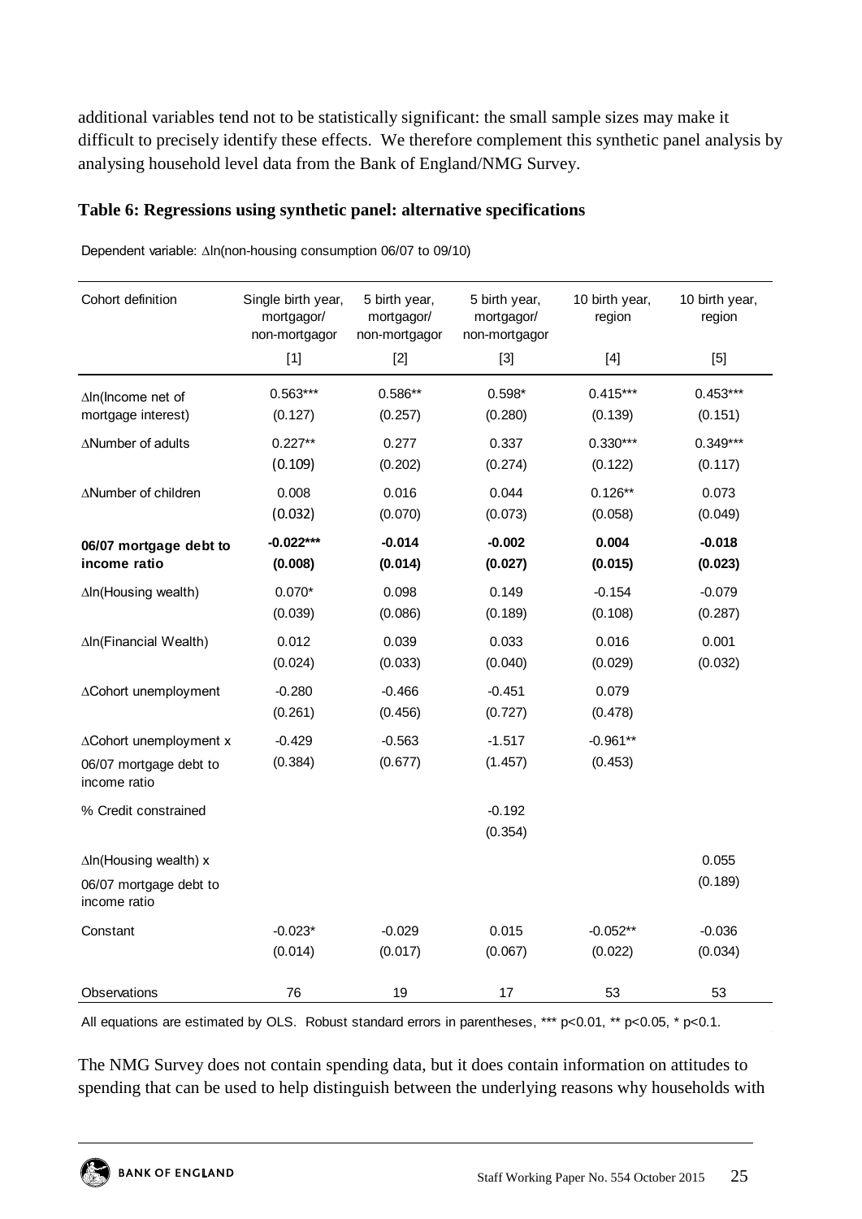additional variables tend not to be statistically significant: the small sample sizes may make it difficult to precisely identify these effects. We therefore complement this synthetic panel analysis by analysing household level data from the Bank of England/NMG Survey.

**Table 6: Regressions using synthetic panel: alternative specifications**

Dependent variable: Δln(non-housing consumption 06/07 to 09/10)

| Cohort definition | Single birth year, mortgagor/ non-mortgagor | 5 birth year, mortgagor/ non-mortgagor | 5 birth year, mortgagor/ non-mortgagor | 10 birth year, region | 10 birth year, region |
|---|---|---|---|---|---|
| | [1] | [2] | [3] | [4] | [5] |
| Δln(Income net of mortgage interest) | 0.563*** | 0.586** | 0.598* | 0.415*** | 0.453*** |
| | (0.127) | (0.257) | (0.280) | (0.139) | (0.151) |
| ΔNumber of adults | 0.227** | 0.277 | 0.337 | 0.330*** | 0.349*** |
| | (0.109) | (0.202) | (0.274) | (0.122) | (0.117) |
| ΔNumber of children | 0.008 | 0.016 | 0.044 | 0.126** | 0.073 |
| | (0.032) | (0.070) | (0.073) | (0.058) | (0.049) |
| **06/07 mortgage debt to income ratio** | **-0.022*** ** | **-0.014** | **-0.002** | **0.004** | **-0.018** |
| | **(0.008)** | **(0.014)** | **(0.027)** | **(0.015)** | **(0.023)** |
| Δln(Housing wealth) | 0.070* | 0.098 | 0.149 | -0.154 | -0.079 |
| | (0.039) | (0.086) | (0.189) | (0.108) | (0.287) |
| Δln(Financial Wealth) | 0.012 | 0.039 | 0.033 | 0.016 | 0.001 |
| | (0.024) | (0.033) | (0.040) | (0.029) | (0.032) |
| ΔCohort unemployment | -0.280 | -0.466 | -0.451 | 0.079 | |
| | (0.261) | (0.456) | (0.727) | (0.478) | |
| ΔCohort unemployment x 06/07 mortgage debt to income ratio | -0.429 | -0.563 | -1.517 | -0.961** | |
| | (0.384) | (0.677) | (1.457) | (0.453) | |
| % Credit constrained | | | -0.192 | | |
| | | | (0.354) | | |
| Δln(Housing wealth) x 06/07 mortgage debt to income ratio | | | | | 0.055 |
| | | | | | (0.189) |
| Constant | -0.023* | -0.029 | 0.015 | -0.052** | -0.036 |
| | (0.014) | (0.017) | (0.067) | (0.022) | (0.034) |
| Observations | 76 | 19 | 17 | 53 | 53 |

All equations are estimated by OLS. Robust standard errors in parentheses, *** p<0.01, ** p<0.05, * p<0.1.

The NMG Survey does not contain spending data, but it does contain information on attitudes to spending that can be used to help distinguish between the underlying reasons why households with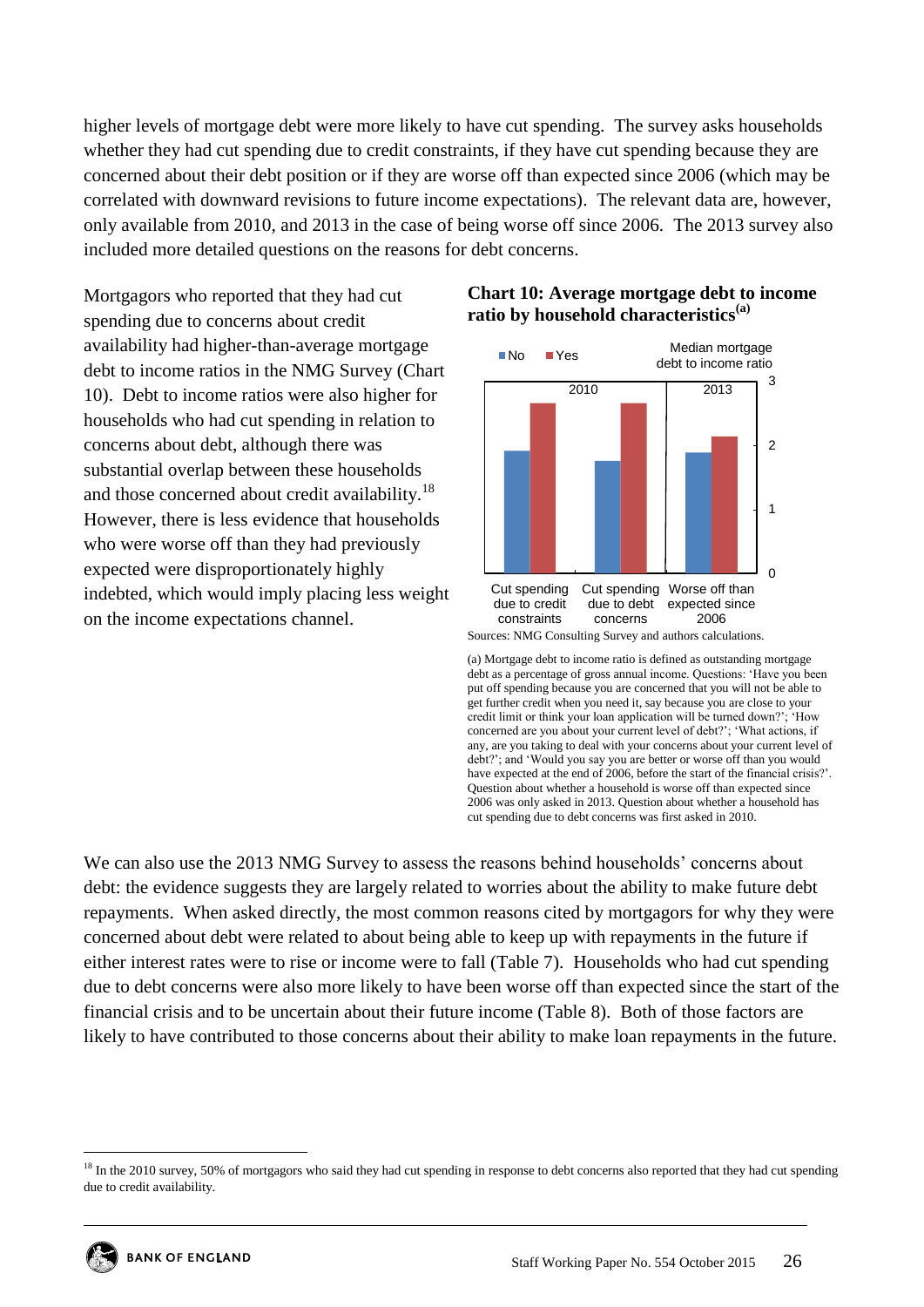higher levels of mortgage debt were more likely to have cut spending. The survey asks households whether they had cut spending due to credit constraints, if they have cut spending because they are concerned about their debt position or if they are worse off than expected since 2006 (which may be correlated with downward revisions to future income expectations). The relevant data are, however, only available from 2010, and 2013 in the case of being worse off since 2006. The 2013 survey also included more detailed questions on the reasons for debt concerns.

Mortgagors who reported that they had cut spending due to concerns about credit availability had higher-than-average mortgage debt to income ratios in the NMG Survey (Chart 10). Debt to income ratios were also higher for households who had cut spending in relation to concerns about debt, although there was substantial overlap between these households and those concerned about credit availability.[18] However, there is less evidence that households who were worse off than they had previously expected were disproportionately highly indebted, which would imply placing less weight on the income expectations channel.

**Chart 10: Average mortgage debt to income ratio by household characteristics[(a)]**

Sources: NMG Consulting Survey and authors calculations.

(a) Mortgage debt to income ratio is defined as outstanding mortgage debt as a percentage of gross annual income. Questions: 'Have you been put off spending because you are concerned that you will not be able to get further credit when you need it, say because you are close to your credit limit or think your loan application will be turned down?'; 'How concerned are you about your current level of debt?'; 'What actions, if any, are you taking to deal with your concerns about your current level of debt?'; and 'Would you say you are better or worse off than you would have expected at the end of 2006, before the start of the financial crisis?'. Question about whether a household is worse off than expected since 2006 was only asked in 2013. Question about whether a household has cut spending due to debt concerns was first asked in 2010.

We can also use the 2013 NMG Survey to assess the reasons behind households' concerns about debt: the evidence suggests they are largely related to worries about the ability to make future debt repayments. When asked directly, the most common reasons cited by mortgagors for why they were concerned about debt were related to about being able to keep up with repayments in the future if either interest rates were to rise or income were to fall (Table 7). Households who had cut spending due to debt concerns were also more likely to have been worse off than expected since the start of the financial crisis and to be uncertain about their future income (Table 8). Both of those factors are likely to have contributed to those concerns about their ability to make loan repayments in the future.

[18] In the 2010 survey, 50% of mortgagors who said they had cut spending in response to debt concerns also reported that they had cut spending due to credit availability.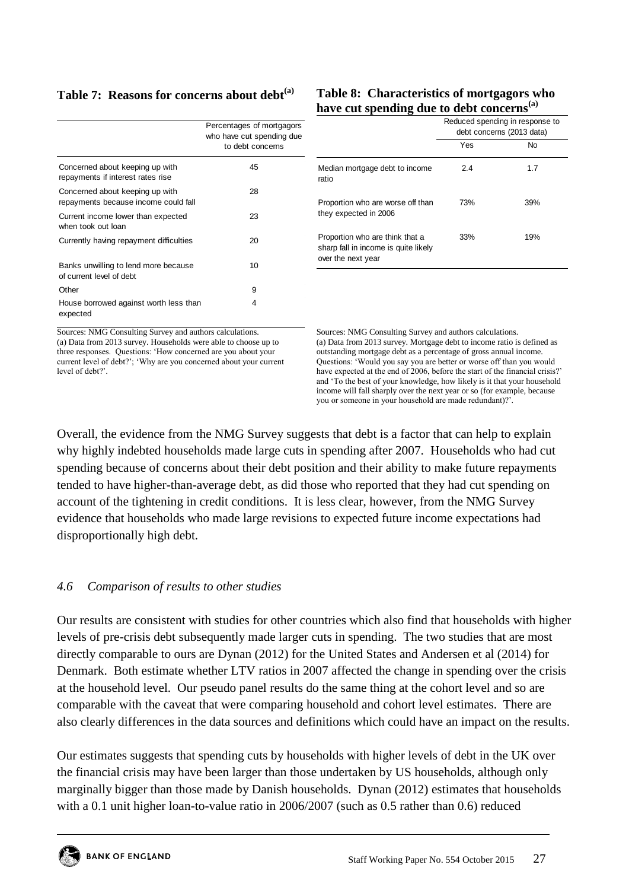**Table 7: Reasons for concerns about debt[(a)]**

| | Percentages of mortgagors who have cut spending due to debt concerns |
|---|---|
| Concerned about keeping up with repayments if interest rates rise | 45 |
| Concerned about keeping up with repayments because income could fall | 28 |
| Current income lower than expected when took out loan | 23 |
| Currently having repayment difficulties | 20 |
| Banks unwilling to lend more because of current level of debt | 10 |
| Other | 9 |
| House borrowed against worth less than expected | 4 |

Sources: NMG Consulting Survey and authors calculations.
(a) Data from 2013 survey. Households were able to choose up to three responses. Questions: 'How concerned are you about your current level of debt?'; 'Why are you concerned about your current level of debt?'.

**Table 8: Characteristics of mortgagors who have cut spending due to debt concerns[(a)]**

| | Reduced spending in response to debt concerns (2013 data) | |
|---|---|---|
| | Yes | No |
| Median mortgage debt to income ratio | 2.4 | 1.7 |
| Proportion who are worse off than they expected in 2006 | 73% | 39% |
| Proportion who are think that a sharp fall in income is quite likely over the next year | 33% | 19% |

Sources: NMG Consulting Survey and authors calculations.
(a) Data from 2013 survey. Mortgage debt to income ratio is defined as outstanding mortgage debt as a percentage of gross annual income. Questions: 'Would you say you are better or worse off than you would have expected at the end of 2006, before the start of the financial crisis?' and 'To the best of your knowledge, how likely is it that your household income will fall sharply over the next year or so (for example, because you or someone in your household are made redundant)?'.

Overall, the evidence from the NMG Survey suggests that debt is a factor that can help to explain why highly indebted households made large cuts in spending after 2007. Households who had cut spending because of concerns about their debt position and their ability to make future repayments tended to have higher-than-average debt, as did those who reported that they had cut spending on account of the tightening in credit conditions. It is less clear, however, from the NMG Survey evidence that households who made large revisions to expected future income expectations had disproportionally high debt.

### *4.6 Comparison of results to other studies*

Our results are consistent with studies for other countries which also find that households with higher levels of pre-crisis debt subsequently made larger cuts in spending. The two studies that are most directly comparable to ours are Dynan (2012) for the United States and Andersen et al (2014) for Denmark. Both estimate whether LTV ratios in 2007 affected the change in spending over the crisis at the household level. Our pseudo panel results do the same thing at the cohort level and so are comparable with the caveat that were comparing household and cohort level estimates. There are also clearly differences in the data sources and definitions which could have an impact on the results.

Our estimates suggests that spending cuts by households with higher levels of debt in the UK over the financial crisis may have been larger than those undertaken by US households, although only marginally bigger than those made by Danish households. Dynan (2012) estimates that households with a 0.1 unit higher loan-to-value ratio in 2006/2007 (such as 0.5 rather than 0.6) reduced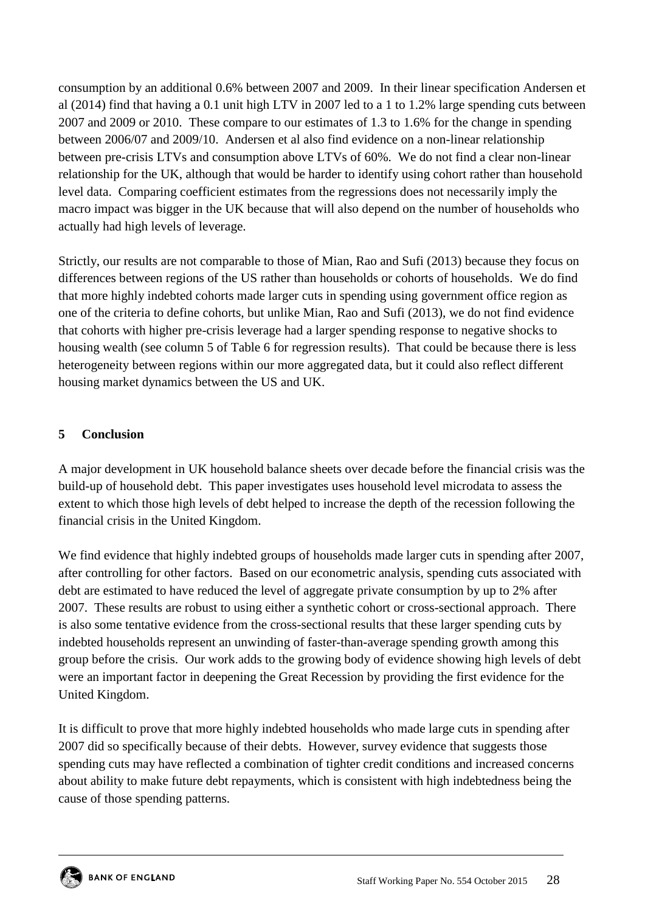consumption by an additional 0.6% between 2007 and 2009. In their linear specification Andersen et al (2014) find that having a 0.1 unit high LTV in 2007 led to a 1 to 1.2% large spending cuts between 2007 and 2009 or 2010. These compare to our estimates of 1.3 to 1.6% for the change in spending between 2006/07 and 2009/10. Andersen et al also find evidence on a non-linear relationship between pre-crisis LTVs and consumption above LTVs of 60%. We do not find a clear non-linear relationship for the UK, although that would be harder to identify using cohort rather than household level data. Comparing coefficient estimates from the regressions does not necessarily imply the macro impact was bigger in the UK because that will also depend on the number of households who actually had high levels of leverage.

Strictly, our results are not comparable to those of Mian, Rao and Sufi (2013) because they focus on differences between regions of the US rather than households or cohorts of households. We do find that more highly indebted cohorts made larger cuts in spending using government office region as one of the criteria to define cohorts, but unlike Mian, Rao and Sufi (2013), we do not find evidence that cohorts with higher pre-crisis leverage had a larger spending response to negative shocks to housing wealth (see column 5 of Table 6 for regression results). That could be because there is less heterogeneity between regions within our more aggregated data, but it could also reflect different housing market dynamics between the US and UK.

## 5 Conclusion

A major development in UK household balance sheets over decade before the financial crisis was the build-up of household debt. This paper investigates uses household level microdata to assess the extent to which those high levels of debt helped to increase the depth of the recession following the financial crisis in the United Kingdom.

We find evidence that highly indebted groups of households made larger cuts in spending after 2007, after controlling for other factors. Based on our econometric analysis, spending cuts associated with debt are estimated to have reduced the level of aggregate private consumption by up to 2% after 2007. These results are robust to using either a synthetic cohort or cross-sectional approach. There is also some tentative evidence from the cross-sectional results that these larger spending cuts by indebted households represent an unwinding of faster-than-average spending growth among this group before the crisis. Our work adds to the growing body of evidence showing high levels of debt were an important factor in deepening the Great Recession by providing the first evidence for the United Kingdom.

It is difficult to prove that more highly indebted households who made large cuts in spending after 2007 did so specifically because of their debts. However, survey evidence that suggests those spending cuts may have reflected a combination of tighter credit conditions and increased concerns about ability to make future debt repayments, which is consistent with high indebtedness being the cause of those spending patterns.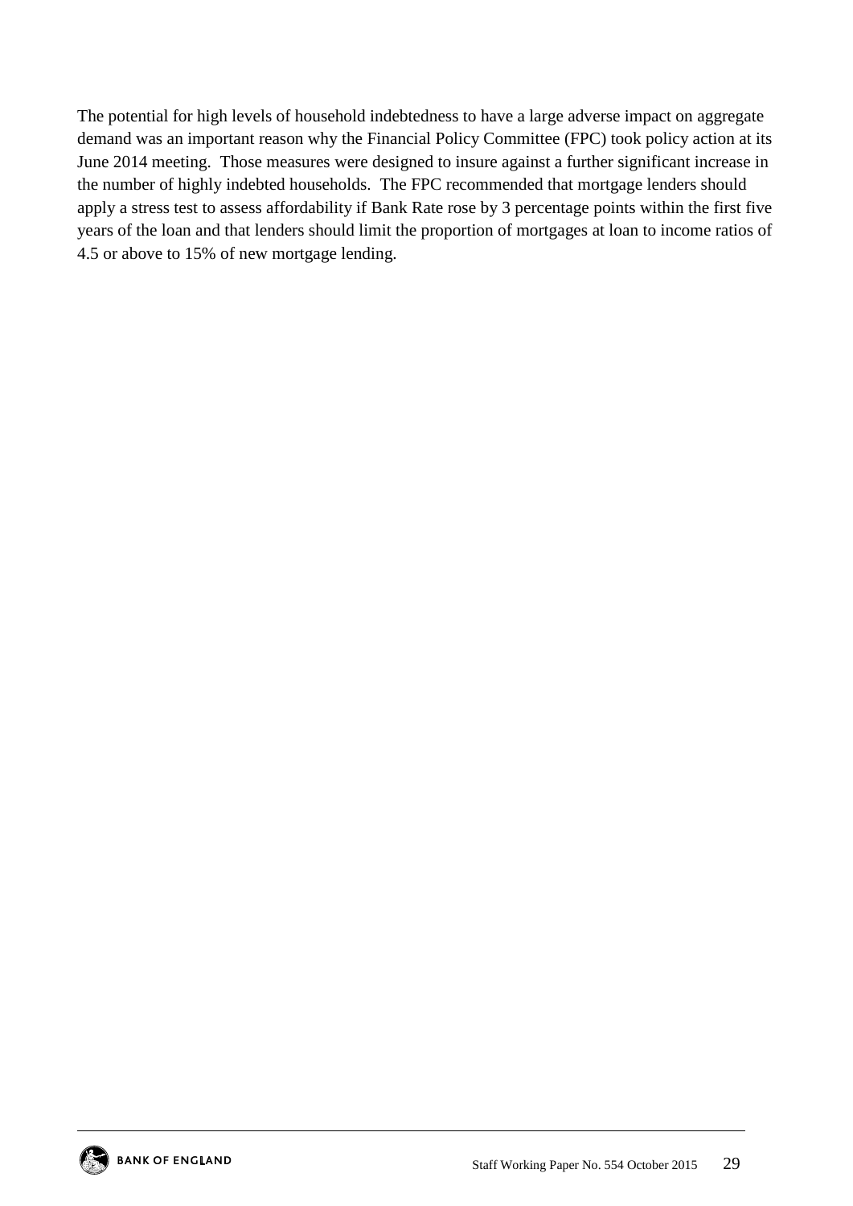The potential for high levels of household indebtedness to have a large adverse impact on aggregate demand was an important reason why the Financial Policy Committee (FPC) took policy action at its June 2014 meeting. Those measures were designed to insure against a further significant increase in the number of highly indebted households. The FPC recommended that mortgage lenders should apply a stress test to assess affordability if Bank Rate rose by 3 percentage points within the first five years of the loan and that lenders should limit the proportion of mortgages at loan to income ratios of 4.5 or above to 15% of new mortgage lending.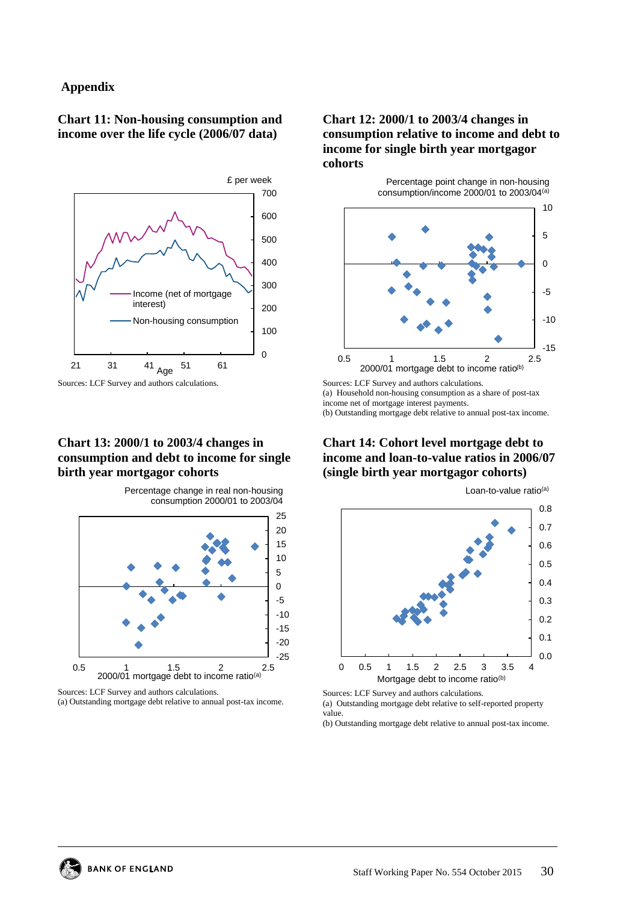## Appendix

**Chart 11: Non-housing consumption and income over the life cycle (2006/07 data)**

Sources: LCF Survey and authors calculations.

**Chart 12: 2000/1 to 2003/4 changes in consumption relative to income and debt to income for single birth year mortgagor cohorts**

Sources: LCF Survey and authors calculations.
(a) Household non-housing consumption as a share of post-tax income net of mortgage interest payments.
(b) Outstanding mortgage debt relative to annual post-tax income.

**Chart 13: 2000/1 to 2003/4 changes in consumption and debt to income for single birth year mortgagor cohorts**

Sources: LCF Survey and authors calculations.
(a) Outstanding mortgage debt relative to annual post-tax income.

**Chart 14: Cohort level mortgage debt to income and loan-to-value ratios in 2006/07 (single birth year mortgagor cohorts)**

Sources: LCF Survey and authors calculations.
(a) Outstanding mortgage debt relative to self-reported property value.
(b) Outstanding mortgage debt relative to annual post-tax income.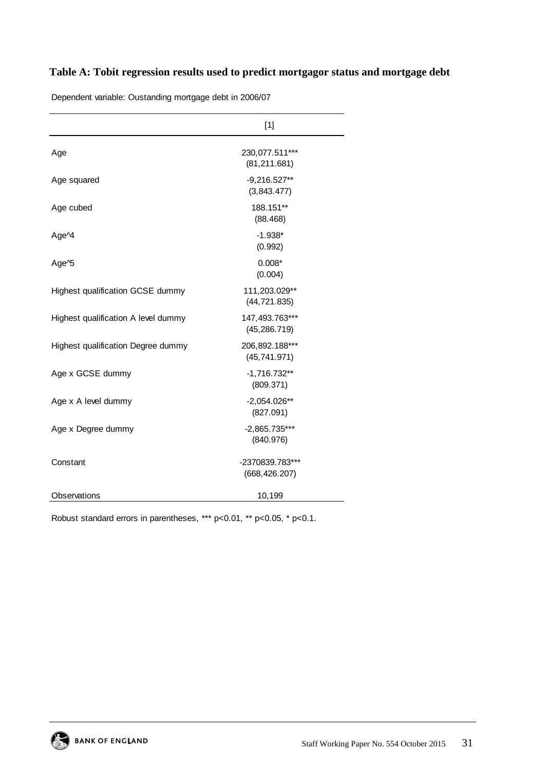**Table A: Tobit regression results used to predict mortgagor status and mortgage debt**

Dependent variable: Oustanding mortgage debt in 2006/07

| | [1] |
|---|---|
| Age | 230,077.511*** |
| | (81,211.681) |
| Age squared | -9,216.527** |
| | (3,843.477) |
| Age cubed | 188.151** |
| | (88.468) |
| Age^4 | -1.938* |
| | (0.992) |
| Age^5 | 0.008* |
| | (0.004) |
| Highest qualification GCSE dummy | 111,203.029** |
| | (44,721.835) |
| Highest qualification A level dummy | 147,493.763*** |
| | (45,286.719) |
| Highest qualification Degree dummy | 206,892.188*** |
| | (45,741.971) |
| Age x GCSE dummy | -1,716.732** |
| | (809.371) |
| Age x A level dummy | -2,054.026** |
| | (827.091) |
| Age x Degree dummy | -2,865.735*** |
| | (840.976) |
| Constant | -2370839.783*** |
| | (668,426.207) |
| Observations | 10,199 |

Robust standard errors in parentheses, *** p<0.01, ** p<0.05, * p<0.1.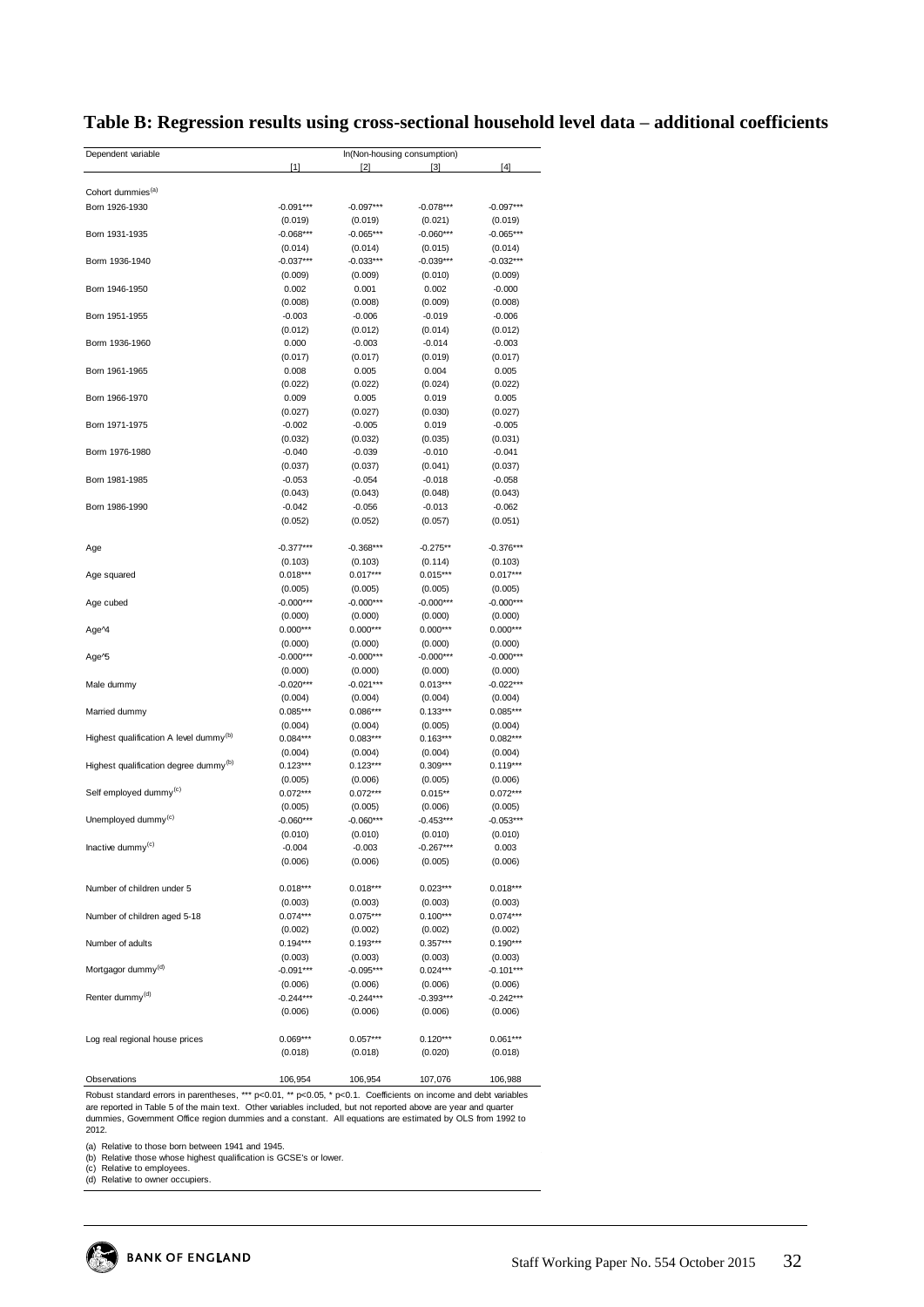## Table B: Regression results using cross-sectional household level data – additional coefficients

| Dependent variable | ln(Non-housing consumption) | | | |
|---|---|---|---|---|
| | [1] | [2] | [3] | [4] |
| Cohort dummies[(a)] | | | | |
| Born 1926-1930 | -0.091*** | -0.097*** | -0.078*** | -0.097*** |
| | (0.019) | (0.019) | (0.021) | (0.019) |
| Born 1931-1935 | -0.068*** | -0.065*** | -0.060*** | -0.065*** |
| | (0.014) | (0.014) | (0.015) | (0.014) |
| Borm 1936-1940 | -0.037*** | -0.033*** | -0.039*** | -0.032*** |
| | (0.009) | (0.009) | (0.010) | (0.009) |
| Born 1946-1950 | 0.002 | 0.001 | 0.002 | -0.000 |
| | (0.008) | (0.008) | (0.009) | (0.008) |
| Born 1951-1955 | -0.003 | -0.006 | -0.019 | -0.006 |
| | (0.012) | (0.012) | (0.014) | (0.012) |
| Borm 1936-1960 | 0.000 | -0.003 | -0.014 | -0.003 |
| | (0.017) | (0.017) | (0.019) | (0.017) |
| Born 1961-1965 | 0.008 | 0.005 | 0.004 | 0.005 |
| | (0.022) | (0.022) | (0.024) | (0.022) |
| Born 1966-1970 | 0.009 | 0.005 | 0.019 | 0.005 |
| | (0.027) | (0.027) | (0.030) | (0.027) |
| Born 1971-1975 | -0.002 | -0.005 | 0.019 | -0.005 |
| | (0.032) | (0.032) | (0.035) | (0.031) |
| Borm 1976-1980 | -0.040 | -0.039 | -0.010 | -0.041 |
| | (0.037) | (0.037) | (0.041) | (0.037) |
| Born 1981-1985 | -0.053 | -0.054 | -0.018 | -0.058 |
| | (0.043) | (0.043) | (0.048) | (0.043) |
| Born 1986-1990 | -0.042 | -0.056 | -0.013 | -0.062 |
| | (0.052) | (0.052) | (0.057) | (0.051) |
| Age | -0.377*** | -0.368*** | -0.275** | -0.376*** |
| | (0.103) | (0.103) | (0.114) | (0.103) |
| Age squared | 0.018*** | 0.017*** | 0.015*** | 0.017*** |
| | (0.005) | (0.005) | (0.005) | (0.005) |
| Age cubed | -0.000*** | -0.000*** | -0.000*** | -0.000*** |
| | (0.000) | (0.000) | (0.000) | (0.000) |
| Age^4 | 0.000*** | 0.000*** | 0.000*** | 0.000*** |
| | (0.000) | (0.000) | (0.000) | (0.000) |
| Age^5 | -0.000*** | -0.000*** | -0.000*** | -0.000*** |
| | (0.000) | (0.000) | (0.000) | (0.000) |
| Male dummy | -0.020*** | -0.021*** | 0.013*** | -0.022*** |
| | (0.004) | (0.004) | (0.004) | (0.004) |
| Married dummy | 0.085*** | 0.086*** | 0.133*** | 0.085*** |
| | (0.004) | (0.004) | (0.005) | (0.004) |
| Highest qualification A level dummy[(b)] | 0.084*** | 0.083*** | 0.163*** | 0.082*** |
| | (0.004) | (0.004) | (0.004) | (0.004) |
| Highest qualification degree dummy[(b)] | 0.123*** | 0.123*** | 0.309*** | 0.119*** |
| | (0.005) | (0.006) | (0.005) | (0.006) |
| Self employed dummy[(c)] | 0.072*** | 0.072*** | 0.015** | 0.072*** |
| | (0.005) | (0.005) | (0.006) | (0.005) |
| Unemployed dummy[(c)] | -0.060*** | -0.060*** | -0.453*** | -0.053*** |
| | (0.010) | (0.010) | (0.010) | (0.010) |
| Inactive dummy[(c)] | -0.004 | -0.003 | -0.267*** | 0.003 |
| | (0.006) | (0.006) | (0.005) | (0.006) |
| Number of children under 5 | 0.018*** | 0.018*** | 0.023*** | 0.018*** |
| | (0.003) | (0.003) | (0.003) | (0.003) |
| Number of children aged 5-18 | 0.074*** | 0.075*** | 0.100*** | 0.074*** |
| | (0.002) | (0.002) | (0.002) | (0.002) |
| Number of adults | 0.194*** | 0.193*** | 0.357*** | 0.190*** |
| | (0.003) | (0.003) | (0.003) | (0.003) |
| Mortgagor dummy[(d)] | -0.091*** | -0.095*** | 0.024*** | -0.101*** |
| | (0.006) | (0.006) | (0.006) | (0.006) |
| Renter dummy[(d)] | -0.244*** | -0.244*** | -0.393*** | -0.242*** |
| | (0.006) | (0.006) | (0.006) | (0.006) |
| Log real regional house prices | 0.069*** | 0.057*** | 0.120*** | 0.061*** |
| | (0.018) | (0.018) | (0.020) | (0.018) |
| Observations | 106,954 | 106,954 | 107,076 | 106,988 |

Robust standard errors in parentheses, *** p<0.01, ** p<0.05, * p<0.1. Coefficients on income and debt variables are reported in Table 5 of the main text. Other variables included, but not reported above are year and quarter dummies, Government Office region dummies and a constant. All equations are estimated by OLS from 1992 to 2012.

(a) Relative to those born between 1941 and 1945.
(b) Relative those whose highest qualification is GCSE's or lower.
(c) Relative to employees.
(d) Relative to owner occupiers.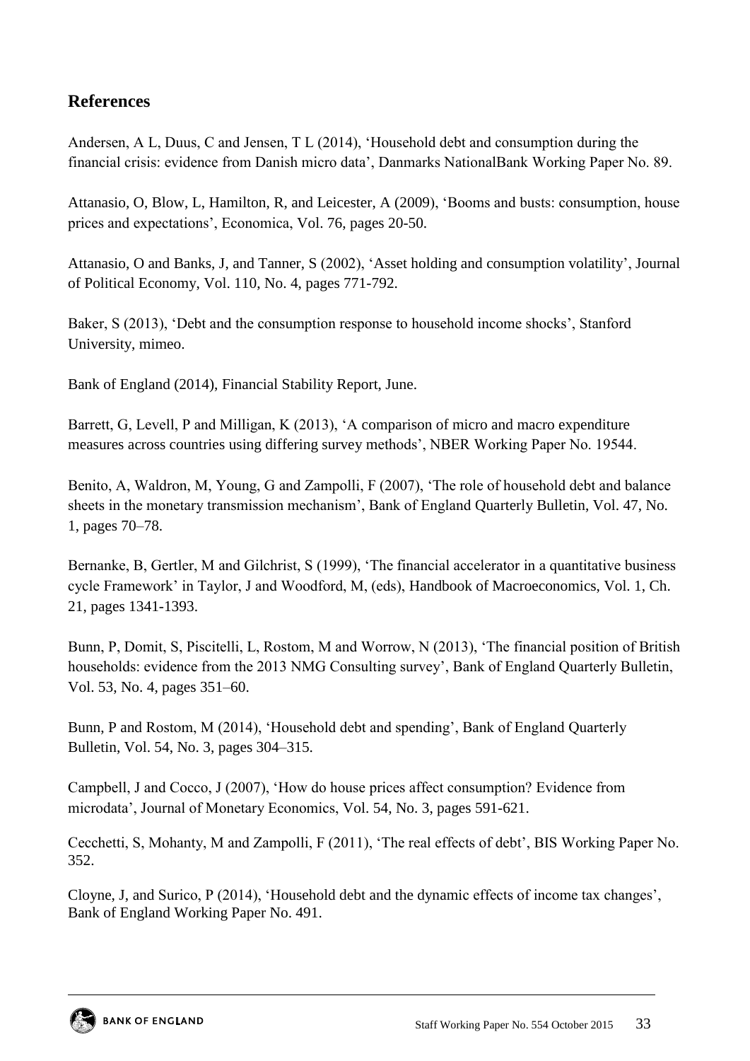## References

Andersen, A L, Duus, C and Jensen, T L (2014), 'Household debt and consumption during the financial crisis: evidence from Danish micro data', Danmarks NationalBank Working Paper No. 89.

Attanasio, O, Blow, L, Hamilton, R, and Leicester, A (2009), 'Booms and busts: consumption, house prices and expectations', Economica, Vol. 76, pages 20-50.

Attanasio, O and Banks, J, and Tanner, S (2002), 'Asset holding and consumption volatility', Journal of Political Economy, Vol. 110, No. 4, pages 771-792.

Baker, S (2013), 'Debt and the consumption response to household income shocks', Stanford University, mimeo.

Bank of England (2014), Financial Stability Report, June.

Barrett, G, Levell, P and Milligan, K (2013), 'A comparison of micro and macro expenditure measures across countries using differing survey methods', NBER Working Paper No. 19544.

Benito, A, Waldron, M, Young, G and Zampolli, F (2007), 'The role of household debt and balance sheets in the monetary transmission mechanism', Bank of England Quarterly Bulletin, Vol. 47, No. 1, pages 70–78.

Bernanke, B, Gertler, M and Gilchrist, S (1999), 'The financial accelerator in a quantitative business cycle Framework' in Taylor, J and Woodford, M, (eds), Handbook of Macroeconomics, Vol. 1, Ch. 21, pages 1341-1393.

Bunn, P, Domit, S, Piscitelli, L, Rostom, M and Worrow, N (2013), 'The financial position of British households: evidence from the 2013 NMG Consulting survey', Bank of England Quarterly Bulletin, Vol. 53, No. 4, pages 351–60.

Bunn, P and Rostom, M (2014), 'Household debt and spending', Bank of England Quarterly Bulletin, Vol. 54, No. 3, pages 304–315.

Campbell, J and Cocco, J (2007), 'How do house prices affect consumption? Evidence from microdata', Journal of Monetary Economics, Vol. 54, No. 3, pages 591-621.

Cecchetti, S, Mohanty, M and Zampolli, F (2011), 'The real effects of debt', BIS Working Paper No. 352.

Cloyne, J, and Surico, P (2014), 'Household debt and the dynamic effects of income tax changes', Bank of England Working Paper No. 491.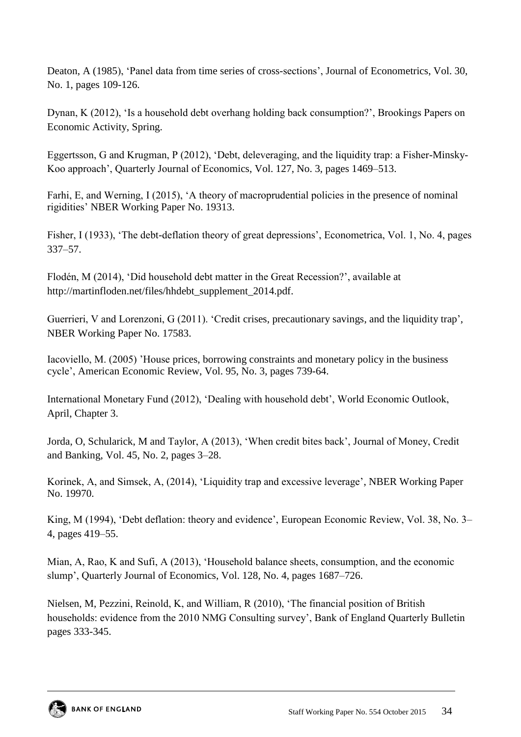Deaton, A (1985), 'Panel data from time series of cross-sections', Journal of Econometrics, Vol. 30, No. 1, pages 109-126.

Dynan, K (2012), 'Is a household debt overhang holding back consumption?', Brookings Papers on Economic Activity, Spring.

Eggertsson, G and Krugman, P (2012), 'Debt, deleveraging, and the liquidity trap: a Fisher-Minsky-Koo approach', Quarterly Journal of Economics, Vol. 127, No. 3, pages 1469–513.

Farhi, E, and Werning, I (2015), 'A theory of macroprudential policies in the presence of nominal rigidities' NBER Working Paper No. 19313.

Fisher, I (1933), 'The debt-deflation theory of great depressions', Econometrica, Vol. 1, No. 4, pages 337–57.

Flodén, M (2014), 'Did household debt matter in the Great Recession?', available at http://martinfloden.net/files/hhdebt_supplement_2014.pdf.

Guerrieri, V and Lorenzoni, G (2011). 'Credit crises, precautionary savings, and the liquidity trap', NBER Working Paper No. 17583.

Iacoviello, M. (2005) 'House prices, borrowing constraints and monetary policy in the business cycle', American Economic Review, Vol. 95, No. 3, pages 739-64.

International Monetary Fund (2012), 'Dealing with household debt', World Economic Outlook, April, Chapter 3.

Jorda, O, Schularick, M and Taylor, A (2013), 'When credit bites back', Journal of Money, Credit and Banking, Vol. 45, No. 2, pages 3–28.

Korinek, A, and Simsek, A, (2014), 'Liquidity trap and excessive leverage', NBER Working Paper No. 19970.

King, M (1994), 'Debt deflation: theory and evidence', European Economic Review, Vol. 38, No. 3–4, pages 419–55.

Mian, A, Rao, K and Sufi, A (2013), 'Household balance sheets, consumption, and the economic slump', Quarterly Journal of Economics, Vol. 128, No. 4, pages 1687–726.

Nielsen, M, Pezzini, Reinold, K, and William, R (2010), 'The financial position of British households: evidence from the 2010 NMG Consulting survey', Bank of England Quarterly Bulletin pages 333-345.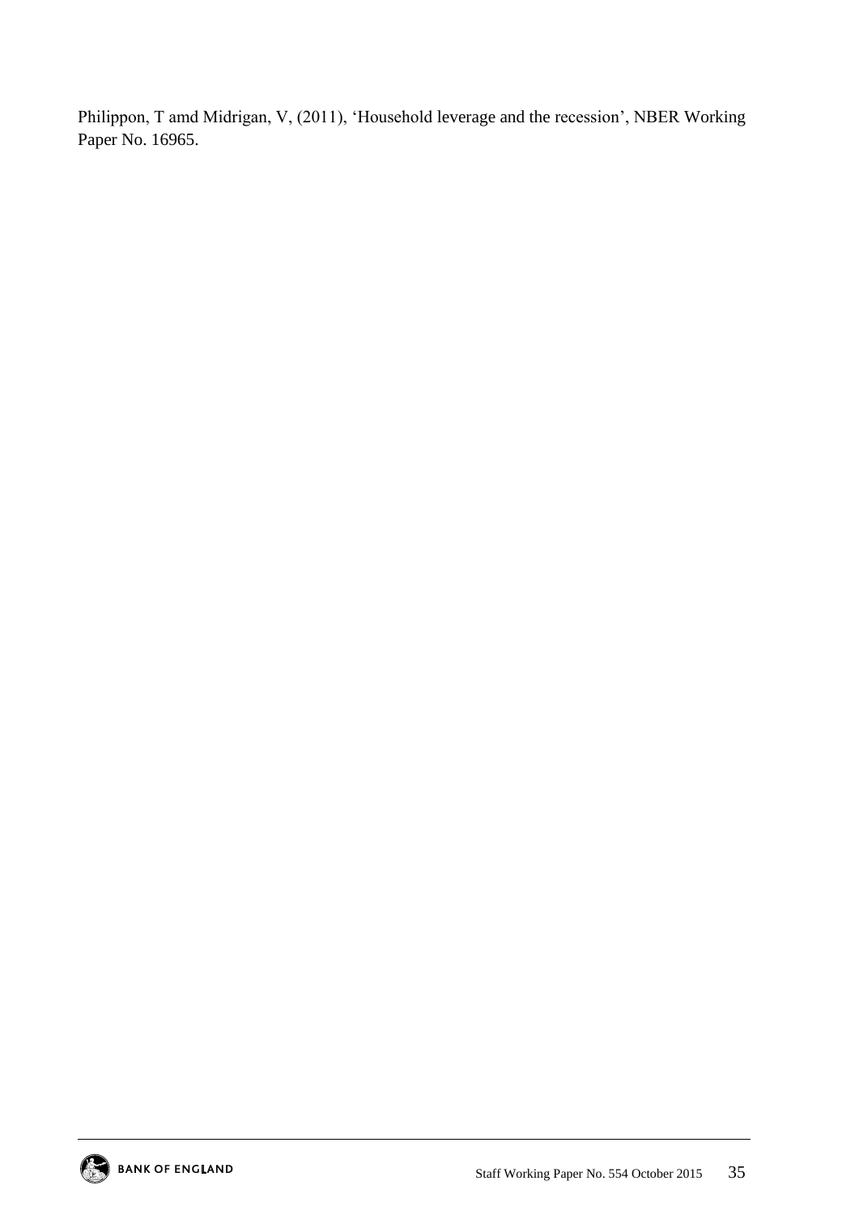Philippon, T amd Midrigan, V, (2011), 'Household leverage and the recession', NBER Working Paper No. 16965.